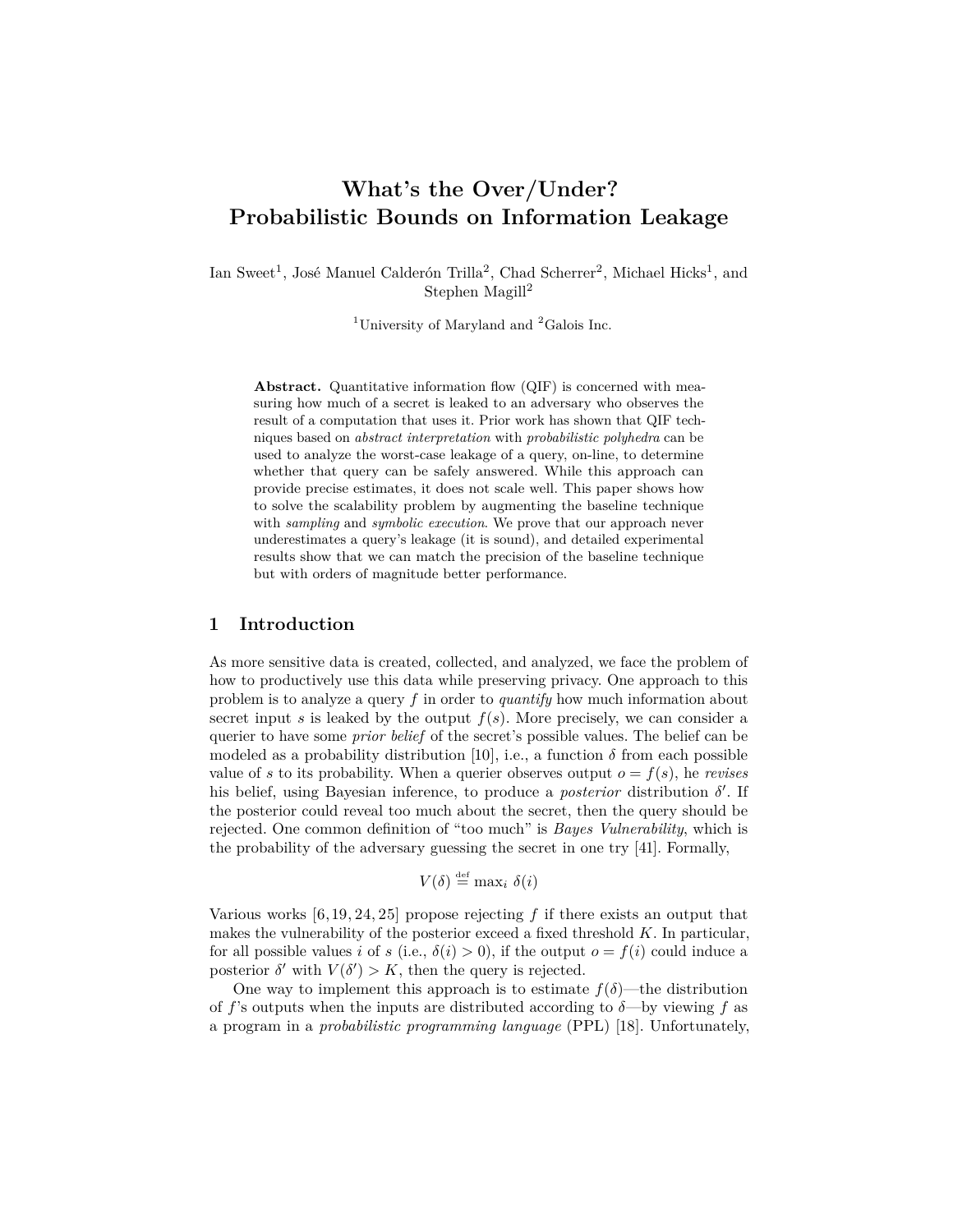# What's the Over/Under? Probabilistic Bounds on Information Leakage

Ian Sweet[1], José Manuel Calderón Trilla[2], Chad Scherrer[2], Michael Hicks[1], and Stephen Magill[2]

[1]University of Maryland and [2]Galois Inc.

**Abstract.** Quantitative information flow (QIF) is concerned with measuring how much of a secret is leaked to an adversary who observes the result of a computation that uses it. Prior work has shown that QIF techniques based on *abstract interpretation* with *probabilistic polyhedra* can be used to analyze the worst-case leakage of a query, on-line, to determine whether that query can be safely answered. While this approach can provide precise estimates, it does not scale well. This paper shows how to solve the scalability problem by augmenting the baseline technique with *sampling* and *symbolic execution*. We prove that our approach never underestimates a query's leakage (it is sound), and detailed experimental results show that we can match the precision of the baseline technique but with orders of magnitude better performance.

## 1 Introduction

As more sensitive data is created, collected, and analyzed, we face the problem of how to productively use this data while preserving privacy. One approach to this problem is to analyze a query $f$ in order to *quantify* how much information about secret input $s$ is leaked by the output $f(s)$. More precisely, we can consider a querier to have some *prior belief* of the secret's possible values. The belief can be modeled as a probability distribution [10], i.e., a function $\delta$ from each possible value of $s$ to its probability. When a querier observes output $o = f(s)$, he *revises* his belief, using Bayesian inference, to produce a *posterior* distribution $\delta'$. If the posterior could reveal too much about the secret, then the query should be rejected. One common definition of "too much" is *Bayes Vulnerability*, which is the probability of the adversary guessing the secret in one try [41]. Formally,

$$V(\delta) \stackrel{\text{def}}{=} \max_i \; \delta(i)$$

Various works [6, 19, 24, 25] propose rejecting $f$ if there exists an output that makes the vulnerability of the posterior exceed a fixed threshold $K$. In particular, for all possible values $i$ of $s$ (i.e., $\delta(i) > 0$), if the output $o = f(i)$ could induce a posterior $\delta'$ with $V(\delta') > K$, then the query is rejected.

One way to implement this approach is to estimate $f(\delta)$—the distribution of $f$'s outputs when the inputs are distributed according to $\delta$—by viewing $f$ as a program in a *probabilistic programming language* (PPL) [18]. Unfortunately,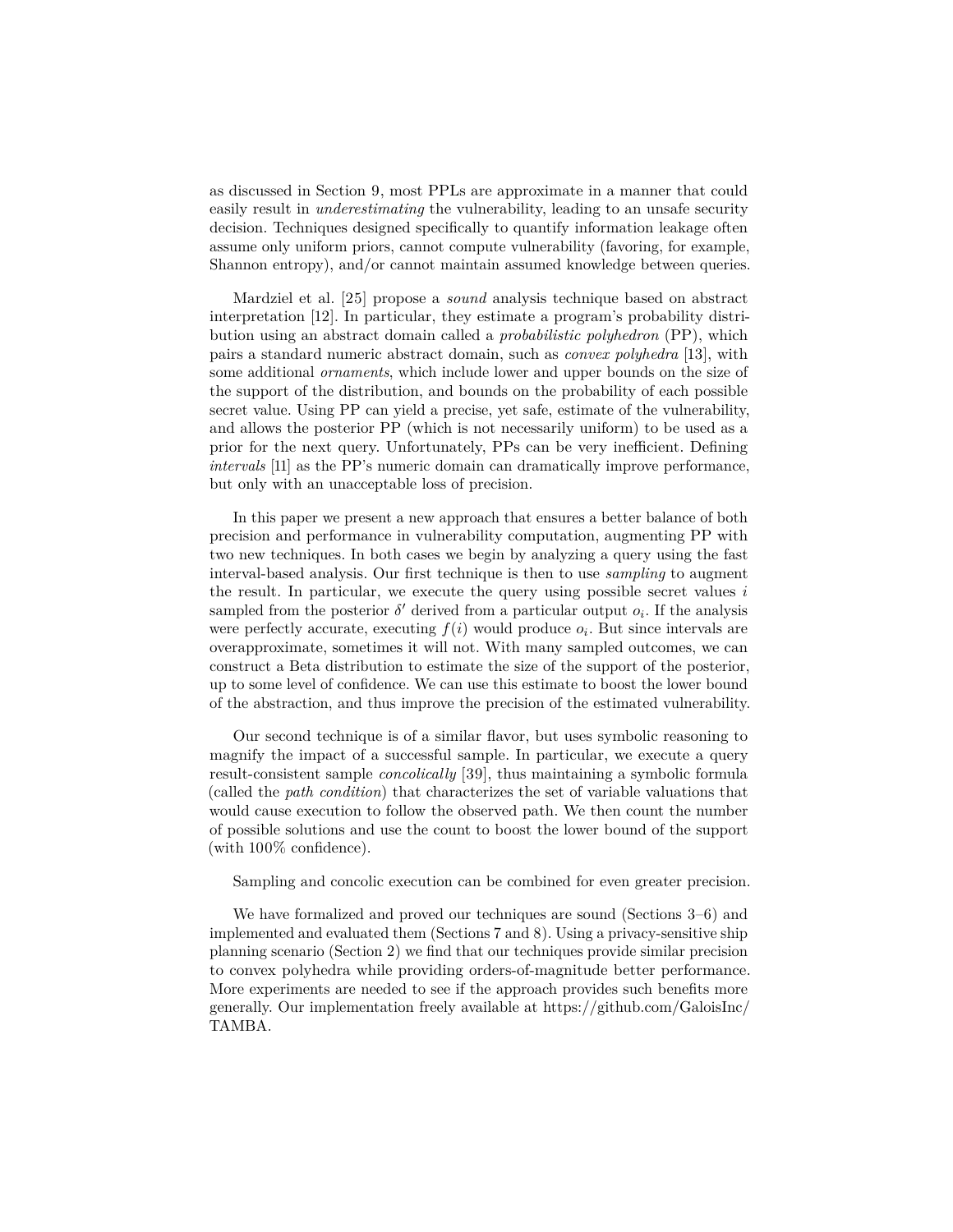as discussed in Section 9, most PPLs are approximate in a manner that could easily result in *underestimating* the vulnerability, leading to an unsafe security decision. Techniques designed specifically to quantify information leakage often assume only uniform priors, cannot compute vulnerability (favoring, for example, Shannon entropy), and/or cannot maintain assumed knowledge between queries.

Mardziel et al. [25] propose a *sound* analysis technique based on abstract interpretation [12]. In particular, they estimate a program's probability distribution using an abstract domain called a *probabilistic polyhedron* (PP), which pairs a standard numeric abstract domain, such as *convex polyhedra* [13], with some additional *ornaments*, which include lower and upper bounds on the size of the support of the distribution, and bounds on the probability of each possible secret value. Using PP can yield a precise, yet safe, estimate of the vulnerability, and allows the posterior PP (which is not necessarily uniform) to be used as a prior for the next query. Unfortunately, PPs can be very inefficient. Defining *intervals* [11] as the PP's numeric domain can dramatically improve performance, but only with an unacceptable loss of precision.

In this paper we present a new approach that ensures a better balance of both precision and performance in vulnerability computation, augmenting PP with two new techniques. In both cases we begin by analyzing a query using the fast interval-based analysis. Our first technique is then to use *sampling* to augment the result. In particular, we execute the query using possible secret values $i$ sampled from the posterior $\delta'$ derived from a particular output $o_i$. If the analysis were perfectly accurate, executing $f(i)$ would produce $o_i$. But since intervals are overapproximate, sometimes it will not. With many sampled outcomes, we can construct a Beta distribution to estimate the size of the support of the posterior, up to some level of confidence. We can use this estimate to boost the lower bound of the abstraction, and thus improve the precision of the estimated vulnerability.

Our second technique is of a similar flavor, but uses symbolic reasoning to magnify the impact of a successful sample. In particular, we execute a query result-consistent sample *concolically* [39], thus maintaining a symbolic formula (called the *path condition*) that characterizes the set of variable valuations that would cause execution to follow the observed path. We then count the number of possible solutions and use the count to boost the lower bound of the support (with 100% confidence).

Sampling and concolic execution can be combined for even greater precision.

We have formalized and proved our techniques are sound (Sections 3–6) and implemented and evaluated them (Sections 7 and 8). Using a privacy-sensitive ship planning scenario (Section 2) we find that our techniques provide similar precision to convex polyhedra while providing orders-of-magnitude better performance. More experiments are needed to see if the approach provides such benefits more generally. Our implementation freely available at https://github.com/GaloisInc/TAMBA.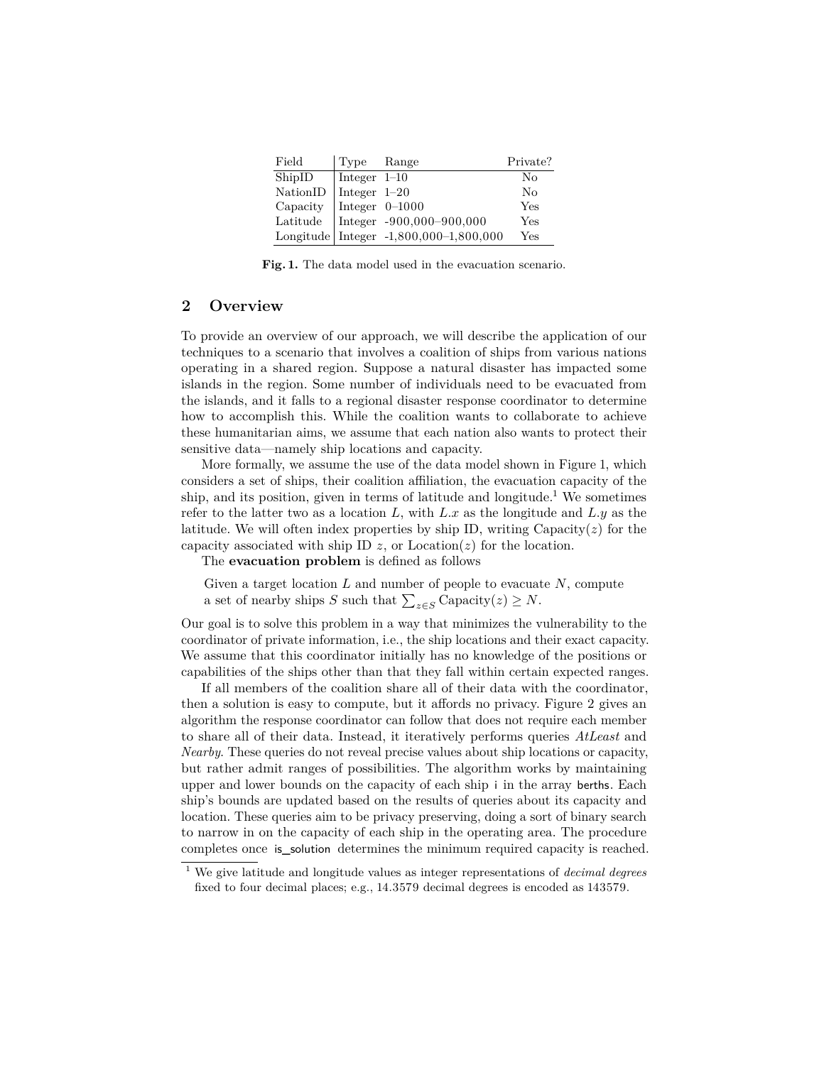| Field | Type | Range | Private? |
|---|---|---|---|
| ShipID | Integer | 1–10 | No |
| NationID | Integer | 1–20 | No |
| Capacity | Integer | 0–1000 | Yes |
| Latitude | Integer | -900,000–900,000 | Yes |
| Longitude | Integer | -1,800,000–1,800,000 | Yes |

**Fig. 1.** The data model used in the evacuation scenario.

## 2 Overview

To provide an overview of our approach, we will describe the application of our techniques to a scenario that involves a coalition of ships from various nations operating in a shared region. Suppose a natural disaster has impacted some islands in the region. Some number of individuals need to be evacuated from the islands, and it falls to a regional disaster response coordinator to determine how to accomplish this. While the coalition wants to collaborate to achieve these humanitarian aims, we assume that each nation also wants to protect their sensitive data—namely ship locations and capacity.

More formally, we assume the use of the data model shown in Figure 1, which considers a set of ships, their coalition affiliation, the evacuation capacity of the ship, and its position, given in terms of latitude and longitude.[1] We sometimes refer to the latter two as a location $L$, with $L.x$ as the longitude and $L.y$ as the latitude. We will often index properties by ship ID, writing $\text{Capacity}(z)$ for the capacity associated with ship ID $z$, or $\text{Location}(z)$ for the location.

The **evacuation problem** is defined as follows

> Given a target location $L$ and number of people to evacuate $N$, compute a set of nearby ships $S$ such that $\sum_{z \in S} \text{Capacity}(z) \geq N$.

Our goal is to solve this problem in a way that minimizes the vulnerability to the coordinator of private information, i.e., the ship locations and their exact capacity. We assume that this coordinator initially has no knowledge of the positions or capabilities of the ships other than that they fall within certain expected ranges.

If all members of the coalition share all of their data with the coordinator, then a solution is easy to compute, but it affords no privacy. Figure 2 gives an algorithm the response coordinator can follow that does not require each member to share all of their data. Instead, it iteratively performs queries *AtLeast* and *Nearby*. These queries do not reveal precise values about ship locations or capacity, but rather admit ranges of possibilities. The algorithm works by maintaining upper and lower bounds on the capacity of each ship `i` in the array `berths`. Each ship's bounds are updated based on the results of queries about its capacity and location. These queries aim to be privacy preserving, doing a sort of binary search to narrow in on the capacity of each ship in the operating area. The procedure completes once `is_solution` determines the minimum required capacity is reached.

[1] We give latitude and longitude values as integer representations of *decimal degrees* fixed to four decimal places; e.g., 14.3579 decimal degrees is encoded as 143579.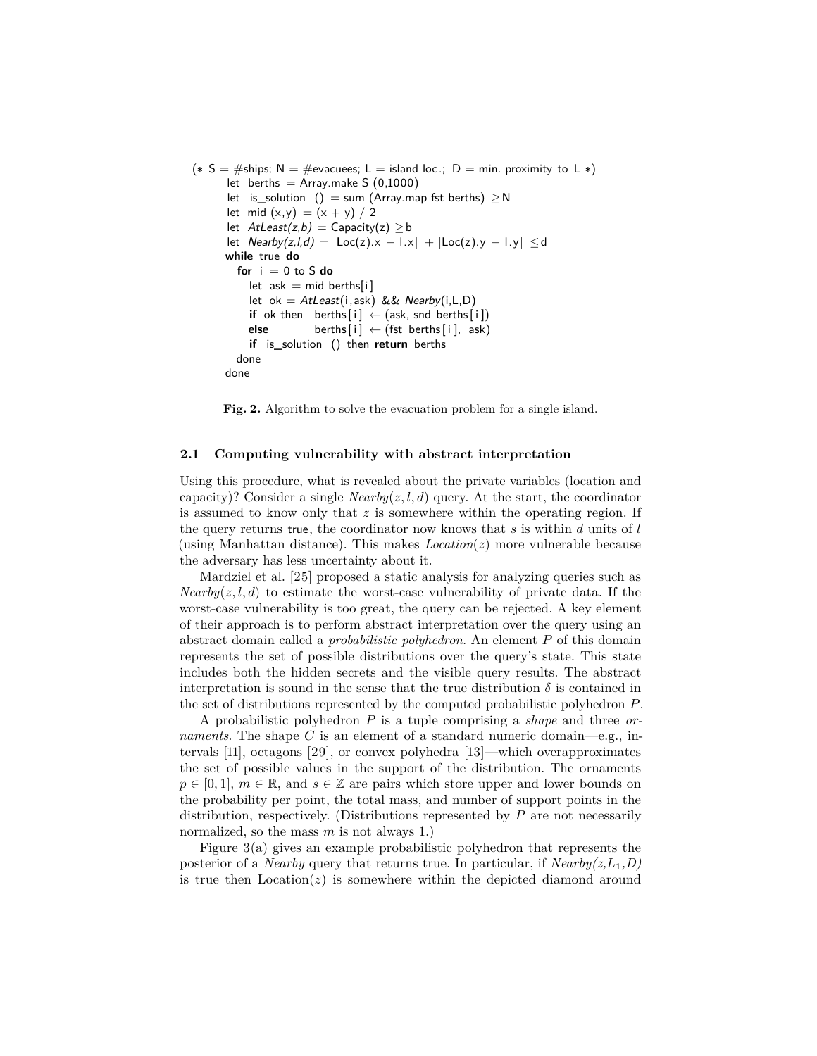```
(* S = #ships; N = #evacuees; L = island loc.; D = min. proximity to L *)
    let berths = Array.make S (0,1000)
    let is_solution () = sum (Array.map fst berths) ≥ N
    let mid (x,y) = (x + y) / 2
    let AtLeast(z,b) = Capacity(z) ≥ b
    let Nearby(z,l,d) = |Loc(z).x − l.x| + |Loc(z).y − l.y| ≤ d
    while true do
      for i = 0 to S do
        let ask = mid berths[i]
        let ok = AtLeast(i,ask) && Nearby(i,L,D)
        if ok then  berths[i] ← (ask, snd berths[i])
        else        berths[i] ← (fst berths[i], ask)
        if is_solution () then return berths
      done
    done
```

**Fig. 2.** Algorithm to solve the evacuation problem for a single island.

### 2.1 Computing vulnerability with abstract interpretation

Using this procedure, what is revealed about the private variables (location and capacity)? Consider a single $Nearby(z, l, d)$ query. At the start, the coordinator is assumed to know only that $z$ is somewhere within the operating region. If the query returns true, the coordinator now knows that $s$ is within $d$ units of $l$ (using Manhattan distance). This makes $Location(z)$ more vulnerable because the adversary has less uncertainty about it.

Mardziel et al. [25] proposed a static analysis for analyzing queries such as $Nearby(z, l, d)$ to estimate the worst-case vulnerability of private data. If the worst-case vulnerability is too great, the query can be rejected. A key element of their approach is to perform abstract interpretation over the query using an abstract domain called a *probabilistic polyhedron*. An element $P$ of this domain represents the set of possible distributions over the query's state. This state includes both the hidden secrets and the visible query results. The abstract interpretation is sound in the sense that the true distribution $\delta$ is contained in the set of distributions represented by the computed probabilistic polyhedron $P$.

A probabilistic polyhedron $P$ is a tuple comprising a *shape* and three *ornaments*. The shape $C$ is an element of a standard numeric domain—e.g., intervals [11], octagons [29], or convex polyhedra [13]—which overapproximates the set of possible values in the support of the distribution. The ornaments $p \in [0, 1]$, $m \in \mathbb{R}$, and $s \in \mathbb{Z}$ are pairs which store upper and lower bounds on the probability per point, the total mass, and number of support points in the distribution, respectively. (Distributions represented by $P$ are not necessarily normalized, so the mass $m$ is not always 1.)

Figure 3(a) gives an example probabilistic polyhedron that represents the posterior of a *Nearby* query that returns true. In particular, if $Nearby(z,L_1,D)$ is true then Location($z$) is somewhere within the depicted diamond around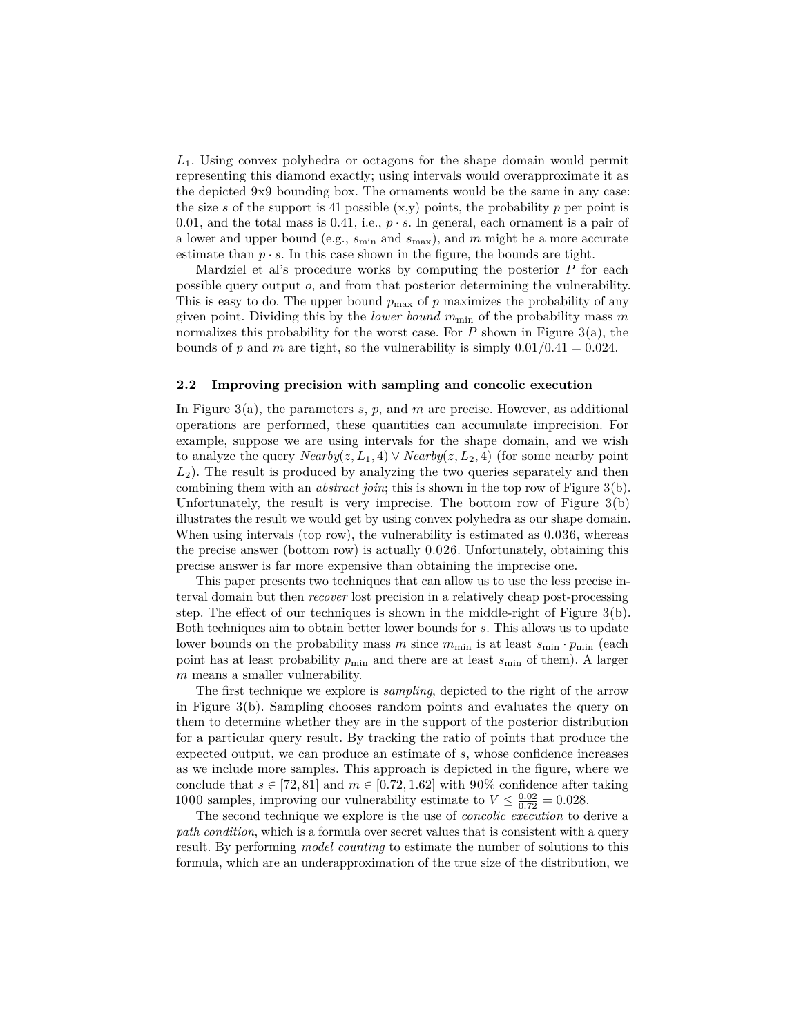$L_1$. Using convex polyhedra or octagons for the shape domain would permit representing this diamond exactly; using intervals would overapproximate it as the depicted 9x9 bounding box. The ornaments would be the same in any case: the size $s$ of the support is 41 possible (x,y) points, the probability $p$ per point is 0.01, and the total mass is 0.41, i.e., $p \cdot s$. In general, each ornament is a pair of a lower and upper bound (e.g., $s_{\text{min}}$ and $s_{\text{max}}$), and $m$ might be a more accurate estimate than $p \cdot s$. In this case shown in the figure, the bounds are tight.

Mardziel et al's procedure works by computing the posterior $P$ for each possible query output $o$, and from that posterior determining the vulnerability. This is easy to do. The upper bound $p_{\text{max}}$ of $p$ maximizes the probability of any given point. Dividing this by the *lower bound* $m_{\text{min}}$ of the probability mass $m$ normalizes this probability for the worst case. For $P$ shown in Figure 3(a), the bounds of $p$ and $m$ are tight, so the vulnerability is simply $0.01/0.41 = 0.024$.

### 2.2 Improving precision with sampling and concolic execution

In Figure 3(a), the parameters $s$, $p$, and $m$ are precise. However, as additional operations are performed, these quantities can accumulate imprecision. For example, suppose we are using intervals for the shape domain, and we wish to analyze the query $\mathit{Nearby}(z, L_1, 4) \vee \mathit{Nearby}(z, L_2, 4)$ (for some nearby point $L_2$). The result is produced by analyzing the two queries separately and then combining them with an *abstract join*; this is shown in the top row of Figure 3(b). Unfortunately, the result is very imprecise. The bottom row of Figure 3(b) illustrates the result we would get by using convex polyhedra as our shape domain. When using intervals (top row), the vulnerability is estimated as 0.036, whereas the precise answer (bottom row) is actually 0.026. Unfortunately, obtaining this precise answer is far more expensive than obtaining the imprecise one.

This paper presents two techniques that can allow us to use the less precise interval domain but then *recover* lost precision in a relatively cheap post-processing step. The effect of our techniques is shown in the middle-right of Figure 3(b). Both techniques aim to obtain better lower bounds for $s$. This allows us to update lower bounds on the probability mass $m$ since $m_{\text{min}}$ is at least $s_{\text{min}} \cdot p_{\text{min}}$ (each point has at least probability $p_{\text{min}}$ and there are at least $s_{\text{min}}$ of them). A larger $m$ means a smaller vulnerability.

The first technique we explore is *sampling*, depicted to the right of the arrow in Figure 3(b). Sampling chooses random points and evaluates the query on them to determine whether they are in the support of the posterior distribution for a particular query result. By tracking the ratio of points that produce the expected output, we can produce an estimate of $s$, whose confidence increases as we include more samples. This approach is depicted in the figure, where we conclude that $s \in [72, 81]$ and $m \in [0.72, 1.62]$ with 90% confidence after taking 1000 samples, improving our vulnerability estimate to $V \leq \frac{0.02}{0.72} = 0.028$.

The second technique we explore is the use of *concolic execution* to derive a *path condition*, which is a formula over secret values that is consistent with a query result. By performing *model counting* to estimate the number of solutions to this formula, which are an underapproximation of the true size of the distribution, we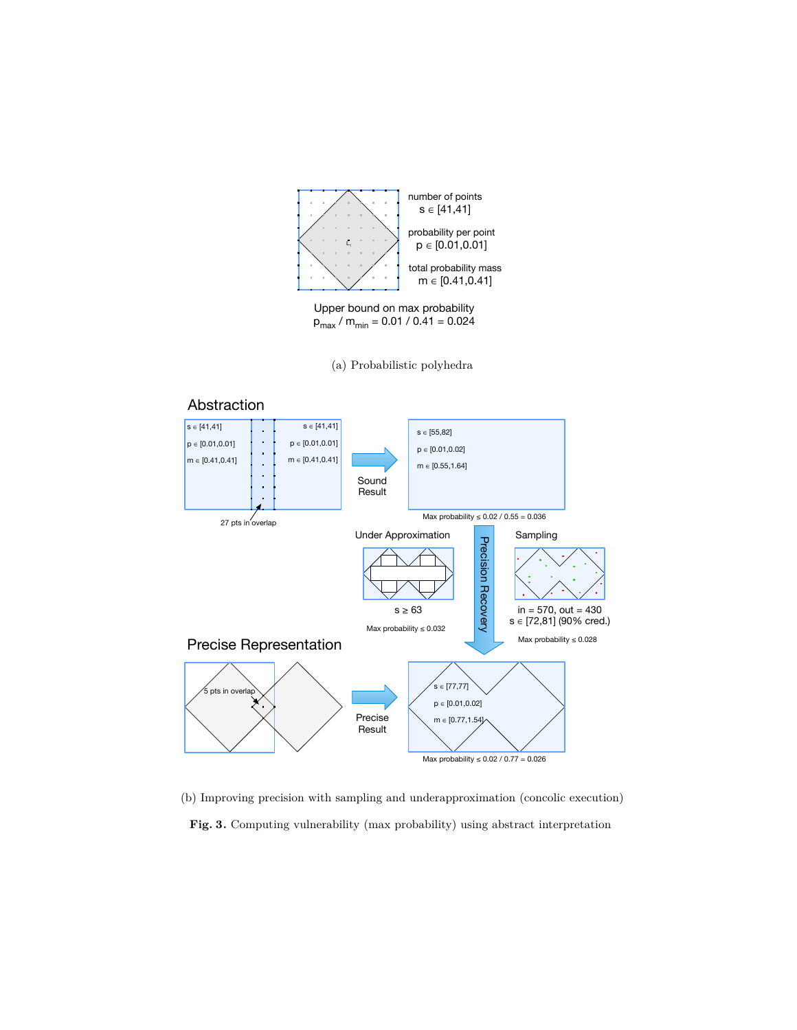number of points
$s \in [41,41]$

probability per point
$p \in [0.01,0.01]$

total probability mass
$m \in [0.41,0.41]$

Upper bound on max probability
$p_{max} / m_{min} = 0.01 / 0.41 = 0.024$

(a) Probabilistic polyhedra

Abstraction

$s \in [41,41]$
$p \in [0.01,0.01]$
$m \in [0.41,0.41]$

$s \in [41,41]$
$p \in [0.01,0.01]$
$m \in [0.41,0.41]$

27 pts in overlap

Sound Result

$s \in [55,82]$
$p \in [0.01,0.02]$
$m \in [0.55,1.64]$

Max probability $\leq 0.02 / 0.55 = 0.036$

Under Approximation

$s \geq 63$

Max probability $\leq 0.032$

Precision Recovery

Sampling

in = 570, out = 430
$s \in [72,81]$ (90% cred.)

Max probability $\leq 0.028$

Precise Representation

5 pts in overlap

Precise Result

$s \in [77,77]$
$p \in [0.01,0.02]$
$m \in [0.77,1.54]$

Max probability $\leq 0.02 / 0.77 = 0.026$

(b) Improving precision with sampling and underapproximation (concolic execution)

**Fig. 3.** Computing vulnerability (max probability) using abstract interpretation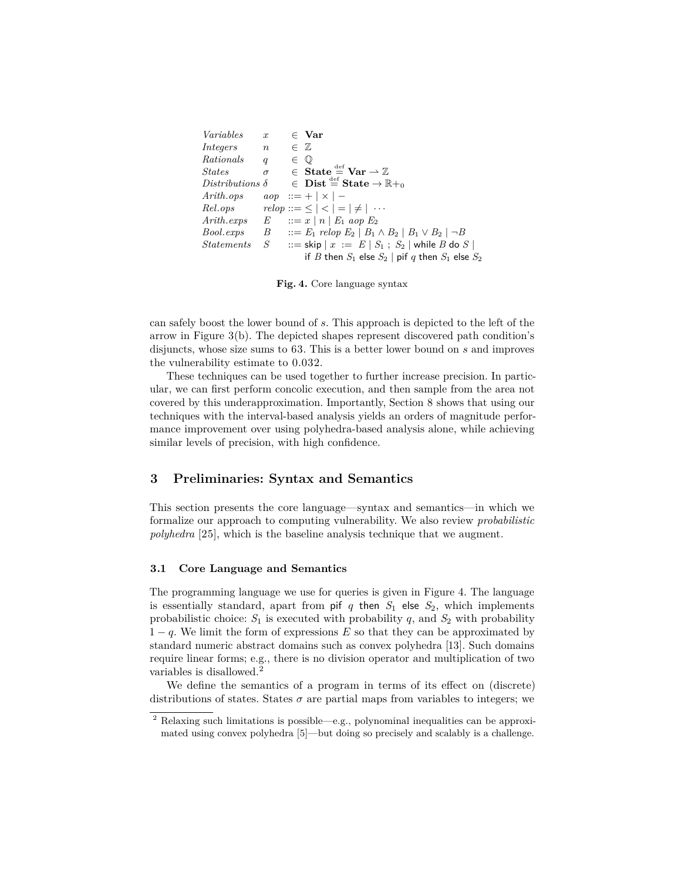| | | | |
|---|---|---|---|
| *Variables* | $x$ | $\in$ | $\mathbf{Var}$ |
| *Integers* | $n$ | $\in$ | $\mathbb{Z}$ |
| *Rationals* | $q$ | $\in$ | $\mathbb{Q}$ |
| *States* | $\sigma$ | $\in$ | $\mathbf{State} \stackrel{\text{def}}{=} \mathbf{Var} \rightharpoonup \mathbb{Z}$ |
| *Distributions* | $\delta$ | $\in$ | $\mathbf{Dist} \stackrel{\text{def}}{=} \mathbf{State} \to \mathbb{R}+_0$ |
| *Arith.ops* | $aop$ | $::=$ | $+ \mid \times \mid -$ |
| *Rel.ops* | $relop$ | $::=$ | $\leq \mid < \mid = \mid \neq \mid \cdots$ |
| *Arith.exps* | $E$ | $::=$ | $x \mid n \mid E_1 \ aop \ E_2$ |
| *Bool.exps* | $B$ | $::=$ | $E_1 \ relop \ E_2 \mid B_1 \wedge B_2 \mid B_1 \vee B_2 \mid \neg B$ |
| *Statements* | $S$ | $::=$ | $\mathsf{skip} \mid x \ := \ E \mid S_1 \ ; \ S_2 \mid \mathsf{while} \ B \ \mathsf{do} \ S \mid$ $\mathsf{if} \ B \ \mathsf{then} \ S_1 \ \mathsf{else} \ S_2 \mid \mathsf{pif} \ q \ \mathsf{then} \ S_1 \ \mathsf{else} \ S_2$ |

**Fig. 4.** Core language syntax

can safely boost the lower bound of $s$. This approach is depicted to the left of the arrow in Figure 3(b). The depicted shapes represent discovered path condition's disjuncts, whose size sums to 63. This is a better lower bound on $s$ and improves the vulnerability estimate to 0.032.

These techniques can be used together to further increase precision. In particular, we can first perform concolic execution, and then sample from the area not covered by this underapproximation. Importantly, Section 8 shows that using our techniques with the interval-based analysis yields an orders of magnitude performance improvement over using polyhedra-based analysis alone, while achieving similar levels of precision, with high confidence.

## 3 Preliminaries: Syntax and Semantics

This section presents the core language—syntax and semantics—in which we formalize our approach to computing vulnerability. We also review *probabilistic polyhedra* [25], which is the baseline analysis technique that we augment.

### 3.1 Core Language and Semantics

The programming language we use for queries is given in Figure 4. The language is essentially standard, apart from $\mathsf{pif} \ q \ \mathsf{then} \ S_1 \ \mathsf{else} \ S_2$, which implements probabilistic choice: $S_1$ is executed with probability $q$, and $S_2$ with probability $1 - q$. We limit the form of expressions $E$ so that they can be approximated by standard numeric abstract domains such as convex polyhedra [13]. Such domains require linear forms; e.g., there is no division operator and multiplication of two variables is disallowed.[2]

We define the semantics of a program in terms of its effect on (discrete) distributions of states. States $\sigma$ are partial maps from variables to integers; we

[2] Relaxing such limitations is possible—e.g., polynominal inequalities can be approximated using convex polyhedra [5]—but doing so precisely and scalably is a challenge.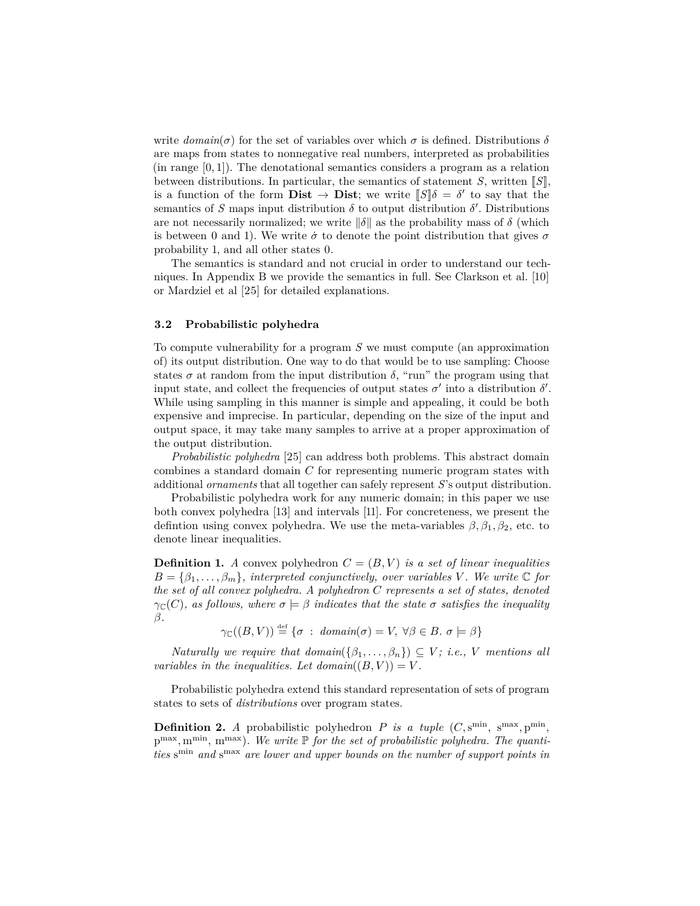write *domain*($\sigma$) for the set of variables over which $\sigma$ is defined. Distributions $\delta$ are maps from states to nonnegative real numbers, interpreted as probabilities (in range $[0, 1]$). The denotational semantics considers a program as a relation between distributions. In particular, the semantics of statement $S$, written $[\![S]\!]$, is a function of the form $\mathbf{Dist} \rightarrow \mathbf{Dist}$; we write $[\![S]\!]\delta = \delta'$ to say that the semantics of $S$ maps input distribution $\delta$ to output distribution $\delta'$. Distributions are not necessarily normalized; we write $\|\delta\|$ as the probability mass of $\delta$ (which is between 0 and 1). We write $\dot{\sigma}$ to denote the point distribution that gives $\sigma$ probability 1, and all other states 0.

The semantics is standard and not crucial in order to understand our techniques. In Appendix B we provide the semantics in full. See Clarkson et al. [10] or Mardziel et al [25] for detailed explanations.

### 3.2 Probabilistic polyhedra

To compute vulnerability for a program $S$ we must compute (an approximation of) its output distribution. One way to do that would be to use sampling: Choose states $\sigma$ at random from the input distribution $\delta$, "run" the program using that input state, and collect the frequencies of output states $\sigma'$ into a distribution $\delta'$. While using sampling in this manner is simple and appealing, it could be both expensive and imprecise. In particular, depending on the size of the input and output space, it may take many samples to arrive at a proper approximation of the output distribution.

*Probabilistic polyhedra* [25] can address both problems. This abstract domain combines a standard domain $C$ for representing numeric program states with additional *ornaments* that all together can safely represent $S$'s output distribution.

Probabilistic polyhedra work for any numeric domain; in this paper we use both convex polyhedra [13] and intervals [11]. For concreteness, we present the defintion using convex polyhedra. We use the meta-variables $\beta, \beta_1, \beta_2$, etc. to denote linear inequalities.

**Definition 1.** *A* convex polyhedron $C = (B, V)$ *is a set of linear inequalities* $B = \{\beta_1, \ldots, \beta_m\}$*, interpreted conjunctively, over variables* $V$*. We write* $\mathbb{C}$ *for the set of all convex polyhedra. A polyhedron* $C$ *represents a set of states, denoted* $\gamma_{\mathbb{C}}(C)$*, as follows, where* $\sigma \models \beta$ *indicates that the state* $\sigma$ *satisfies the inequality* $\beta$*.*

$$\gamma_{\mathbb{C}}((B, V)) \stackrel{\text{def}}{=} \{\sigma \ : \ domain(\sigma) = V, \ \forall \beta \in B. \ \sigma \models \beta\}$$

*Naturally we require that* $domain(\{\beta_1, \ldots, \beta_n\}) \subseteq V$*; i.e.,* $V$ *mentions all variables in the inequalities. Let* $domain((B, V)) = V$*.*

Probabilistic polyhedra extend this standard representation of sets of program states to sets of *distributions* over program states.

**Definition 2.** *A* probabilistic polyhedron $P$ *is a tuple* $(C, \mathrm{s}^{\min}, \mathrm{s}^{\max}, \mathrm{p}^{\min}, \mathrm{p}^{\max}, \mathrm{m}^{\min}, \mathrm{m}^{\max})$*. We write* $\mathbb{P}$ *for the set of probabilistic polyhedra. The quantities* $\mathrm{s}^{\min}$ *and* $\mathrm{s}^{\max}$ *are lower and upper bounds on the number of support points in*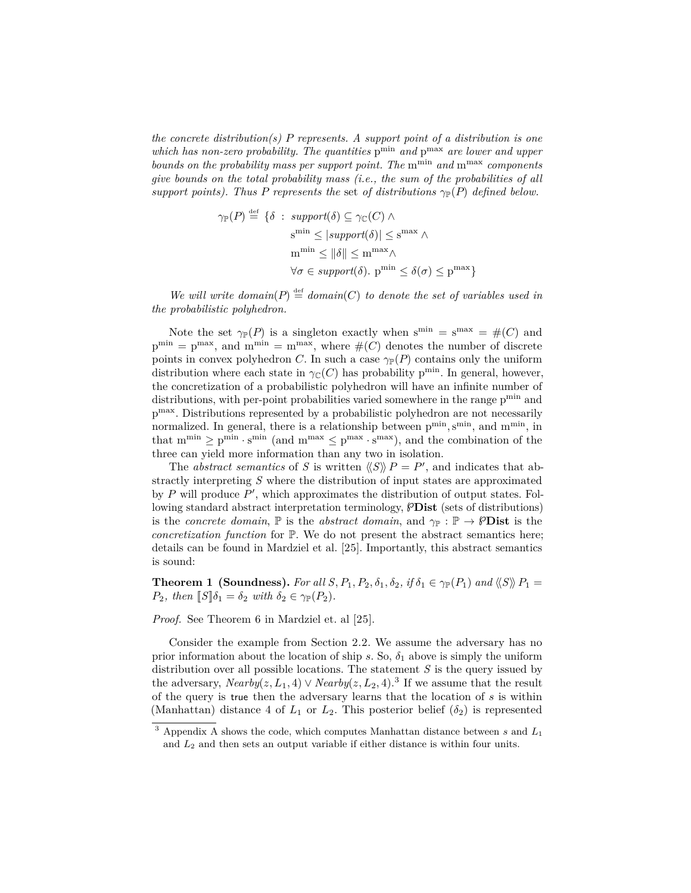*the concrete distribution(s) $P$ represents. A support point of a distribution is one which has non-zero probability. The quantities* $\mathrm{p}^{\min}$ *and* $\mathrm{p}^{\max}$ *are lower and upper bounds on the probability mass per support point. The* $\mathrm{m}^{\min}$ *and* $\mathrm{m}^{\max}$ *components give bounds on the total probability mass (i.e., the sum of the probabilities of all support points). Thus $P$ represents the* set *of distributions $\gamma_{\mathbb{P}}(P)$ defined below.*

$$\begin{aligned}
\gamma_{\mathbb{P}}(P) \stackrel{\text{def}}{=} \{\delta \ : \ & \mathit{support}(\delta) \subseteq \gamma_{\mathbb{C}}(C) \wedge \\
& \mathrm{s}^{\min} \leq |\mathit{support}(\delta)| \leq \mathrm{s}^{\max} \wedge \\
& \mathrm{m}^{\min} \leq \|\delta\| \leq \mathrm{m}^{\max} \wedge \\
& \forall \sigma \in \mathit{support}(\delta).\ \mathrm{p}^{\min} \leq \delta(\sigma) \leq \mathrm{p}^{\max}\}
\end{aligned}$$

*We will write $\mathit{domain}(P) \stackrel{\text{def}}{=} \mathit{domain}(C)$ to denote the set of variables used in the probabilistic polyhedron.*

Note the set $\gamma_{\mathbb{P}}(P)$ is a singleton exactly when $\mathrm{s}^{\min} = \mathrm{s}^{\max} = \#(C)$ and $\mathrm{p}^{\min} = \mathrm{p}^{\max}$, and $\mathrm{m}^{\min} = \mathrm{m}^{\max}$, where $\#(C)$ denotes the number of discrete points in convex polyhedron $C$. In such a case $\gamma_{\mathbb{P}}(P)$ contains only the uniform distribution where each state in $\gamma_{\mathbb{C}}(C)$ has probability $\mathrm{p}^{\min}$. In general, however, the concretization of a probabilistic polyhedron will have an infinite number of distributions, with per-point probabilities varied somewhere in the range $\mathrm{p}^{\min}$ and $\mathrm{p}^{\max}$. Distributions represented by a probabilistic polyhedron are not necessarily normalized. In general, there is a relationship between $\mathrm{p}^{\min}, \mathrm{s}^{\min}$, and $\mathrm{m}^{\min}$, in that $\mathrm{m}^{\min} \geq \mathrm{p}^{\min} \cdot \mathrm{s}^{\min}$ (and $\mathrm{m}^{\max} \leq \mathrm{p}^{\max} \cdot \mathrm{s}^{\max}$), and the combination of the three can yield more information than any two in isolation.

The *abstract semantics* of $S$ is written $\langle\!\langle S \rangle\!\rangle P = P'$, and indicates that abstractly interpreting $S$ where the distribution of input states are approximated by $P$ will produce $P'$, which approximates the distribution of output states. Following standard abstract interpretation terminology, $\wp\mathbf{Dist}$ (sets of distributions) is the *concrete domain*, $\mathbb{P}$ is the *abstract domain*, and $\gamma_{\mathbb{P}} : \mathbb{P} \rightarrow \wp\mathbf{Dist}$ is the *concretization function* for $\mathbb{P}$. We do not present the abstract semantics here; details can be found in Mardziel et al. [25]. Importantly, this abstract semantics is sound:

**Theorem 1 (Soundness).** *For all $S, P_1, P_2, \delta_1, \delta_2$, if $\delta_1 \in \gamma_{\mathbb{P}}(P_1)$ and $\langle\!\langle S \rangle\!\rangle P_1 = P_2$, then $[\![ S ]\!]\delta_1 = \delta_2$ with $\delta_2 \in \gamma_{\mathbb{P}}(P_2)$.*

*Proof.* See Theorem 6 in Mardziel et. al [25].

Consider the example from Section 2.2. We assume the adversary has no prior information about the location of ship $s$. So, $\delta_1$ above is simply the uniform distribution over all possible locations. The statement $S$ is the query issued by the adversary, $\mathit{Nearby}(z, L_1, 4) \vee \mathit{Nearby}(z, L_2, 4)$.[3] If we assume that the result of the query is `true` then the adversary learns that the location of $s$ is within (Manhattan) distance 4 of $L_1$ or $L_2$. This posterior belief ($\delta_2$) is represented

[3] Appendix A shows the code, which computes Manhattan distance between $s$ and $L_1$ and $L_2$ and then sets an output variable if either distance is within four units.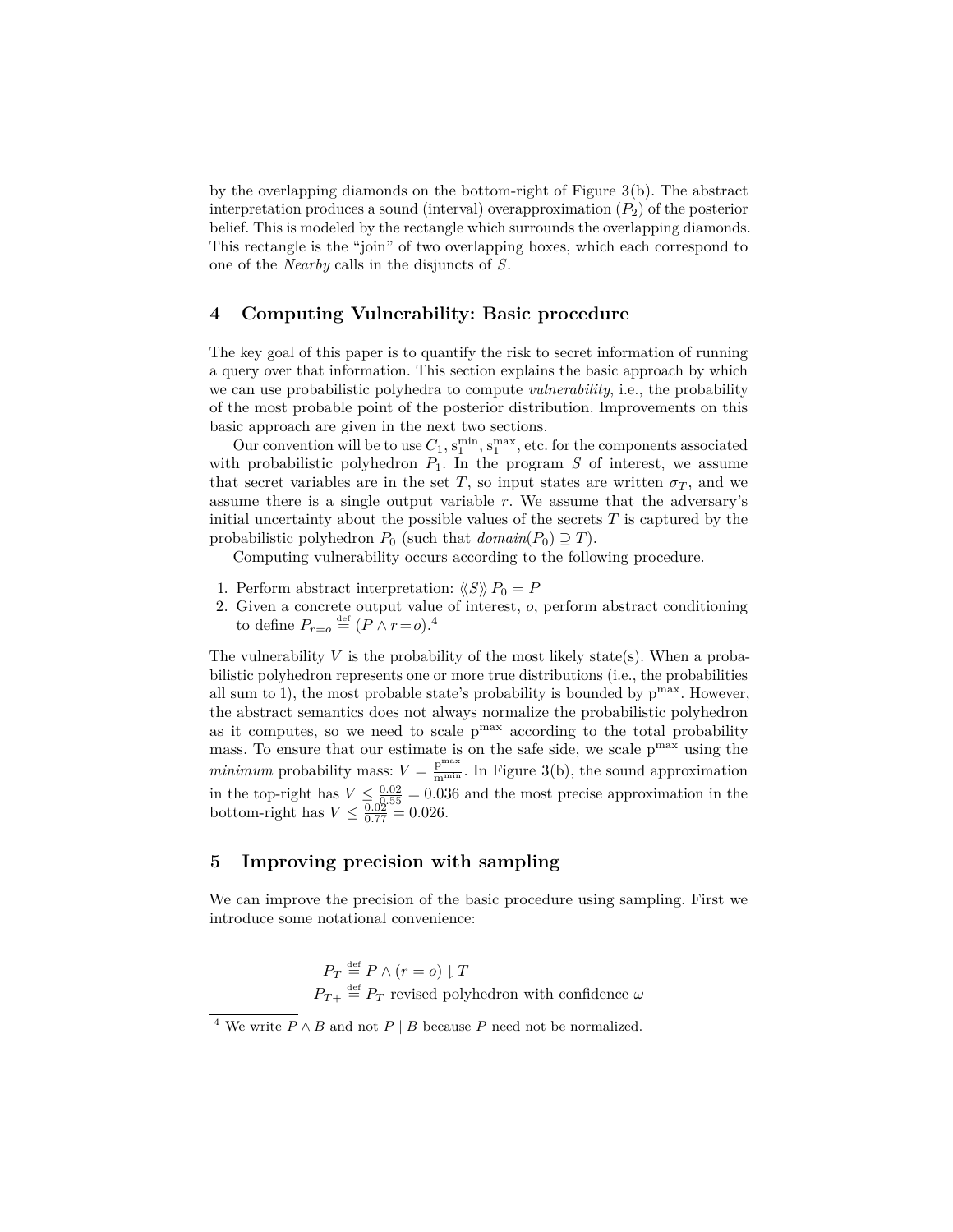by the overlapping diamonds on the bottom-right of Figure 3(b). The abstract interpretation produces a sound (interval) overapproximation ($P_2$) of the posterior belief. This is modeled by the rectangle which surrounds the overlapping diamonds. This rectangle is the "join" of two overlapping boxes, which each correspond to one of the *Nearby* calls in the disjuncts of $S$.

## 4 Computing Vulnerability: Basic procedure

The key goal of this paper is to quantify the risk to secret information of running a query over that information. This section explains the basic approach by which we can use probabilistic polyhedra to compute *vulnerability*, i.e., the probability of the most probable point of the posterior distribution. Improvements on this basic approach are given in the next two sections.

Our convention will be to use $C_1$, $\mathrm{s}_1^{\min}$, $\mathrm{s}_1^{\max}$, etc. for the components associated with probabilistic polyhedron $P_1$. In the program $S$ of interest, we assume that secret variables are in the set $T$, so input states are written $\sigma_T$, and we assume there is a single output variable $r$. We assume that the adversary's initial uncertainty about the possible values of the secrets $T$ is captured by the probabilistic polyhedron $P_0$ (such that $domain(P_0) \supseteq T$).

Computing vulnerability occurs according to the following procedure.

1. Perform abstract interpretation: $\langle\!\langle S \rangle\!\rangle\, P_0 = P$
2. Given a concrete output value of interest, $o$, perform abstract conditioning to define $P_{r=o} \stackrel{\text{def}}{=} (P \wedge r = o)$.[4]

The vulnerability $V$ is the probability of the most likely state(s). When a probabilistic polyhedron represents one or more true distributions (i.e., the probabilities all sum to 1), the most probable state's probability is bounded by $\mathrm{p}^{\max}$. However, the abstract semantics does not always normalize the probabilistic polyhedron as it computes, so we need to scale $\mathrm{p}^{\max}$ according to the total probability mass. To ensure that our estimate is on the safe side, we scale $\mathrm{p}^{\max}$ using the *minimum* probability mass: $V = \frac{\mathrm{p}^{\max}}{\mathrm{m}^{\min}}$. In Figure 3(b), the sound approximation in the top-right has $V \leq \frac{0.02}{0.55} = 0.036$ and the most precise approximation in the bottom-right has $V \leq \frac{0.02}{0.77} = 0.026$.

## 5 Improving precision with sampling

We can improve the precision of the basic procedure using sampling. First we introduce some notational convenience:

$$P_T \stackrel{\text{def}}{=} P \wedge (r = o) \downharpoonright T$$
$$P_{T+} \stackrel{\text{def}}{=} P_T \text{ revised polyhedron with confidence } \omega$$

[4] We write $P \wedge B$ and not $P \mid B$ because $P$ need not be normalized.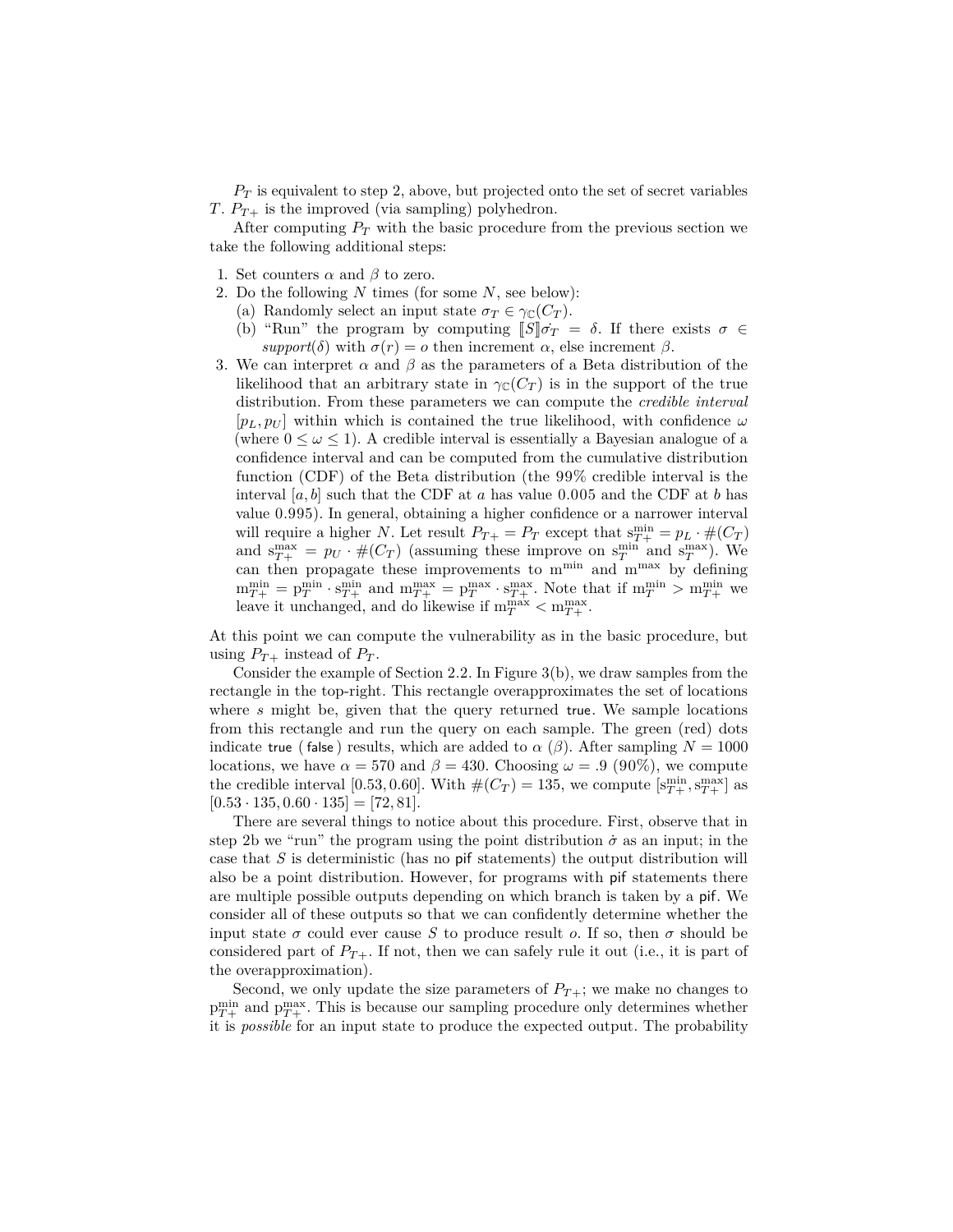$P_T$ is equivalent to step 2, above, but projected onto the set of secret variables $T$. $P_{T+}$ is the improved (via sampling) polyhedron.

After computing $P_T$ with the basic procedure from the previous section we take the following additional steps:

1. Set counters $\alpha$ and $\beta$ to zero.
2. Do the following $N$ times (for some $N$, see below):
   (a) Randomly select an input state $\sigma_T \in \gamma_{\mathbb{C}}(C_T)$.
   (b) "Run" the program by computing $[\![S]\!]\dot{\sigma_T} = \delta$. If there exists $\sigma \in$ *support*$(\delta)$ with $\sigma(r) = o$ then increment $\alpha$, else increment $\beta$.
3. We can interpret $\alpha$ and $\beta$ as the parameters of a Beta distribution of the likelihood that an arbitrary state in $\gamma_{\mathbb{C}}(C_T)$ is in the support of the true distribution. From these parameters we can compute the *credible interval* $[p_L, p_U]$ within which is contained the true likelihood, with confidence $\omega$ (where $0 \leq \omega \leq 1$). A credible interval is essentially a Bayesian analogue of a confidence interval and can be computed from the cumulative distribution function (CDF) of the Beta distribution (the 99% credible interval is the interval $[a, b]$ such that the CDF at $a$ has value 0.005 and the CDF at $b$ has value 0.995). In general, obtaining a higher confidence or a narrower interval will require a higher $N$. Let result $P_{T+} = P_T$ except that $\mathrm{s}^{\min}_{T+} = p_L \cdot \#(C_T)$ and $\mathrm{s}^{\max}_{T+} = p_U \cdot \#(C_T)$ (assuming these improve on $\mathrm{s}^{\min}_T$ and $\mathrm{s}^{\max}_T$). We can then propagate these improvements to $\mathrm{m}^{\min}$ and $\mathrm{m}^{\max}$ by defining $\mathrm{m}^{\min}_{T+} = \mathrm{p}^{\min}_T \cdot \mathrm{s}^{\min}_{T+}$ and $\mathrm{m}^{\max}_{T+} = \mathrm{p}^{\max}_T \cdot \mathrm{s}^{\max}_{T+}$. Note that if $\mathrm{m}^{\min}_T > \mathrm{m}^{\min}_{T+}$ we leave it unchanged, and do likewise if $\mathrm{m}^{\max}_T < \mathrm{m}^{\max}_{T+}$.

At this point we can compute the vulnerability as in the basic procedure, but using $P_{T+}$ instead of $P_T$.

Consider the example of Section 2.2. In Figure 3(b), we draw samples from the rectangle in the top-right. This rectangle overapproximates the set of locations where $s$ might be, given that the query returned true. We sample locations from this rectangle and run the query on each sample. The green (red) dots indicate true ( false ) results, which are added to $\alpha$ ($\beta$). After sampling $N = 1000$ locations, we have $\alpha = 570$ and $\beta = 430$. Choosing $\omega = .9$ (90%), we compute the credible interval $[0.53, 0.60]$. With $\#(C_T) = 135$, we compute $[\mathrm{s}^{\min}_{T+}, \mathrm{s}^{\max}_{T+}]$ as $[0.53 \cdot 135, 0.60 \cdot 135] = [72, 81]$.

There are several things to notice about this procedure. First, observe that in step 2b we "run" the program using the point distribution $\dot{\sigma}$ as an input; in the case that $S$ is deterministic (has no pif statements) the output distribution will also be a point distribution. However, for programs with pif statements there are multiple possible outputs depending on which branch is taken by a pif. We consider all of these outputs so that we can confidently determine whether the input state $\sigma$ could ever cause $S$ to produce result $o$. If so, then $\sigma$ should be considered part of $P_{T+}$. If not, then we can safely rule it out (i.e., it is part of the overapproximation).

Second, we only update the size parameters of $P_{T+}$; we make no changes to $\mathrm{p}^{\min}_{T+}$ and $\mathrm{p}^{\max}_{T+}$. This is because our sampling procedure only determines whether it is *possible* for an input state to produce the expected output. The probability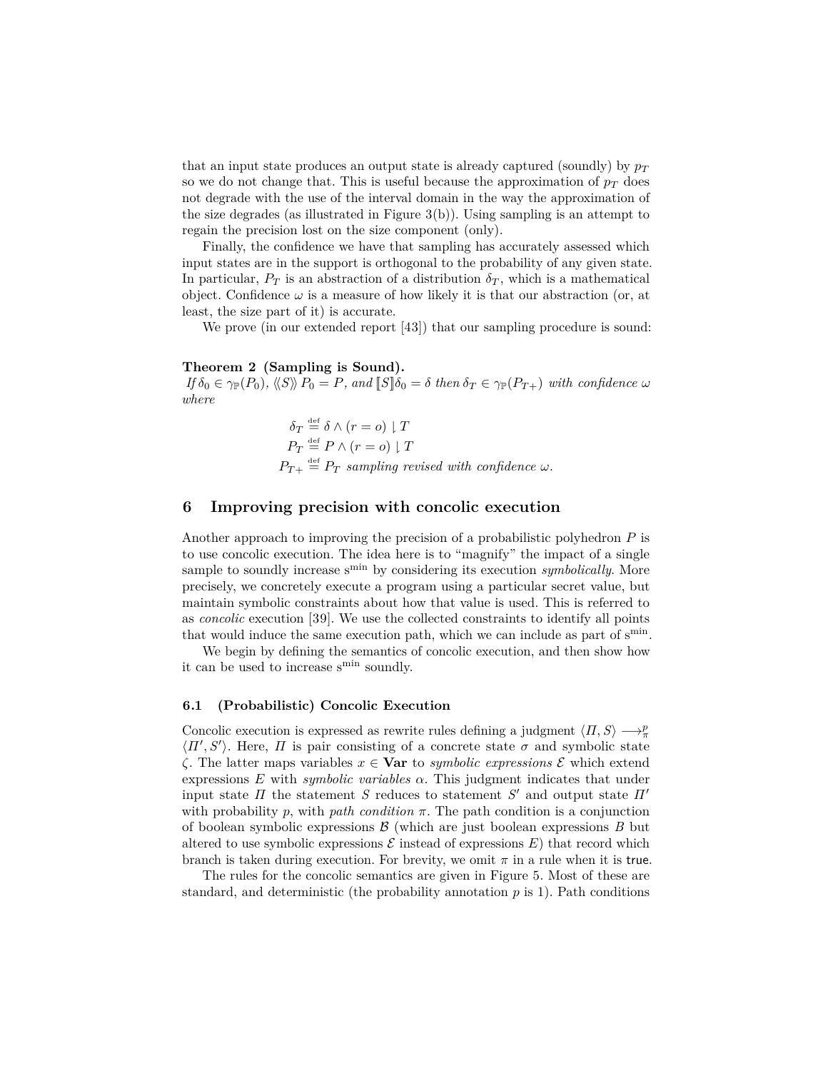that an input state produces an output state is already captured (soundly) by $p_T$ so we do not change that. This is useful because the approximation of $p_T$ does not degrade with the use of the interval domain in the way the approximation of the size degrades (as illustrated in Figure 3(b)). Using sampling is an attempt to regain the precision lost on the size component (only).

Finally, the confidence we have that sampling has accurately assessed which input states are in the support is orthogonal to the probability of any given state. In particular, $P_T$ is an abstraction of a distribution $\delta_T$, which is a mathematical object. Confidence $\omega$ is a measure of how likely it is that our abstraction (or, at least, the size part of it) is accurate.

We prove (in our extended report [43]) that our sampling procedure is sound:

**Theorem 2 (Sampling is Sound).**
*If* $\delta_0 \in \gamma_{\mathbb{P}}(P_0)$, $\langle\!\langle S \rangle\!\rangle P_0 = P$, *and* $[\![S]\!]\delta_0 = \delta$ *then* $\delta_T \in \gamma_{\mathbb{P}}(P_{T+})$ *with confidence* $\omega$ *where*

$$\begin{aligned}
\delta_T &\stackrel{\text{def}}{=} \delta \wedge (r = o) \downharpoonright T \\
P_T &\stackrel{\text{def}}{=} P \wedge (r = o) \downharpoonright T \\
P_{T+} &\stackrel{\text{def}}{=} P_T \textit{ sampling revised with confidence } \omega.
\end{aligned}$$

## 6 Improving precision with concolic execution

Another approach to improving the precision of a probabilistic polyhedron $P$ is to use concolic execution. The idea here is to "magnify" the impact of a single sample to soundly increase $\mathrm{s}^{\min}$ by considering its execution *symbolically*. More precisely, we concretely execute a program using a particular secret value, but maintain symbolic constraints about how that value is used. This is referred to as *concolic* execution [39]. We use the collected constraints to identify all points that would induce the same execution path, which we can include as part of $\mathrm{s}^{\min}$.

We begin by defining the semantics of concolic execution, and then show how it can be used to increase $\mathrm{s}^{\min}$ soundly.

### 6.1 (Probabilistic) Concolic Execution

Concolic execution is expressed as rewrite rules defining a judgment $\langle \Pi, S \rangle \longrightarrow^p_\pi \langle \Pi', S' \rangle$. Here, $\Pi$ is pair consisting of a concrete state $\sigma$ and symbolic state $\zeta$. The latter maps variables $x \in \mathbf{Var}$ to *symbolic expressions* $\mathcal{E}$ which extend expressions $E$ with *symbolic variables* $\alpha$. This judgment indicates that under input state $\Pi$ the statement $S$ reduces to statement $S'$ and output state $\Pi'$ with probability $p$, with *path condition* $\pi$. The path condition is a conjunction of boolean symbolic expressions $\mathcal{B}$ (which are just boolean expressions $B$ but altered to use symbolic expressions $\mathcal{E}$ instead of expressions $E$) that record which branch is taken during execution. For brevity, we omit $\pi$ in a rule when it is true.

The rules for the concolic semantics are given in Figure 5. Most of these are standard, and deterministic (the probability annotation $p$ is 1). Path conditions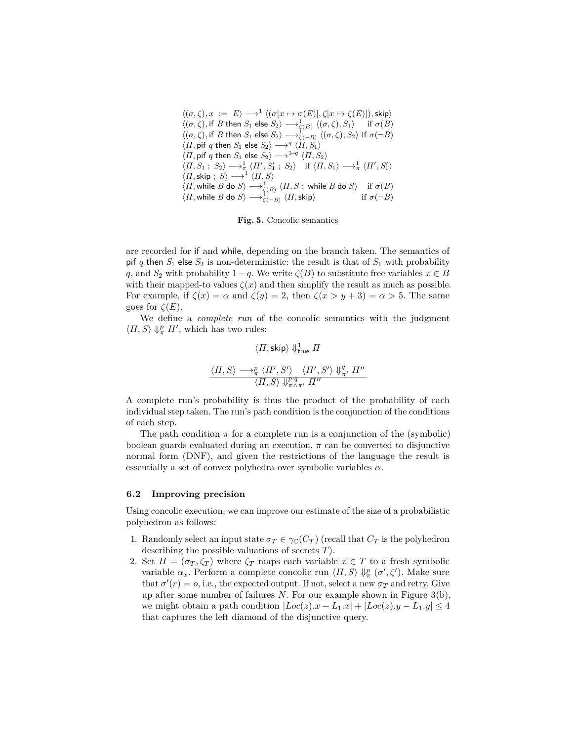$$
\begin{array}{ll}
\langle(\sigma,\zeta), x \;:=\; E\rangle \longrightarrow^{1} \langle(\sigma[x \mapsto \sigma(E)], \zeta[x \mapsto \zeta(E)]), \mathsf{skip}\rangle & \\
\langle(\sigma,\zeta), \mathsf{if}\ B\ \mathsf{then}\ S_1\ \mathsf{else}\ S_2\rangle \longrightarrow^{1}_{\zeta(B)} \langle(\sigma,\zeta), S_1\rangle & \text{if } \sigma(B) \\
\langle(\sigma,\zeta), \mathsf{if}\ B\ \mathsf{then}\ S_1\ \mathsf{else}\ S_2\rangle \longrightarrow^{1}_{\zeta(\neg B)} \langle(\sigma,\zeta), S_2\rangle & \text{if } \sigma(\neg B) \\
\langle \Pi, \mathsf{pif}\ q\ \mathsf{then}\ S_1\ \mathsf{else}\ S_2\rangle \longrightarrow^{q} \langle \Pi, S_1\rangle & \\
\langle \Pi, \mathsf{pif}\ q\ \mathsf{then}\ S_1\ \mathsf{else}\ S_2\rangle \longrightarrow^{1-q} \langle \Pi, S_2\rangle & \\
\langle \Pi, S_1\ ;\ S_2\rangle \longrightarrow^{1}_{\pi} \langle \Pi', S_1'\ ;\ S_2\rangle & \text{if } \langle \Pi, S_1\rangle \longrightarrow^{1}_{\pi} \langle \Pi', S_1'\rangle \\
\langle \Pi, \mathsf{skip}\ ;\ S\rangle \longrightarrow^{1} \langle \Pi, S\rangle & \\
\langle \Pi, \mathsf{while}\ B\ \mathsf{do}\ S\rangle \longrightarrow^{1}_{\zeta(B)} \langle \Pi, S\ ;\ \mathsf{while}\ B\ \mathsf{do}\ S\rangle & \text{if } \sigma(B) \\
\langle \Pi, \mathsf{while}\ B\ \mathsf{do}\ S\rangle \longrightarrow^{1}_{\zeta(\neg B)} \langle \Pi, \mathsf{skip}\rangle & \text{if } \sigma(\neg B)
\end{array}
$$

**Fig. 5.** Concolic semantics

are recorded for if and while, depending on the branch taken. The semantics of pif $q$ then $S_1$ else $S_2$ is non-deterministic: the result is that of $S_1$ with probability $q$, and $S_2$ with probability $1-q$. We write $\zeta(B)$ to substitute free variables $x \in B$ with their mapped-to values $\zeta(x)$ and then simplify the result as much as possible. For example, if $\zeta(x) = \alpha$ and $\zeta(y) = 2$, then $\zeta(x > y + 3) = \alpha > 5$. The same goes for $\zeta(E)$.

We define a *complete run* of the concolic semantics with the judgment $\langle \Pi, S\rangle \Downarrow^{p}_{\pi} \Pi'$, which has two rules:

$$\langle \Pi, \mathsf{skip}\rangle \Downarrow^{1}_{\mathsf{true}} \Pi$$

$$\frac{\langle \Pi, S\rangle \longrightarrow^{p}_{\pi} \langle \Pi', S'\rangle \quad \langle \Pi', S'\rangle \Downarrow^{q}_{\pi'} \Pi''}{\langle \Pi, S\rangle \Downarrow^{p \cdot q}_{\pi \wedge \pi'} \Pi''}$$

A complete run's probability is thus the product of the probability of each individual step taken. The run's path condition is the conjunction of the conditions of each step.

The path condition $\pi$ for a complete run is a conjunction of the (symbolic) boolean guards evaluated during an execution. $\pi$ can be converted to disjunctive normal form (DNF), and given the restrictions of the language the result is essentially a set of convex polyhedra over symbolic variables $\alpha$.

### 6.2 Improving precision

Using concolic execution, we can improve our estimate of the size of a probabilistic polyhedron as follows:

1. Randomly select an input state $\sigma_T \in \gamma_{\mathbb{C}}(C_T)$ (recall that $C_T$ is the polyhedron describing the possible valuations of secrets $T$).
2. Set $\Pi = (\sigma_T, \zeta_T)$ where $\zeta_T$ maps each variable $x \in T$ to a fresh symbolic variable $\alpha_x$. Perform a complete concolic run $\langle \Pi, S\rangle \Downarrow^{p}_{\pi} (\sigma', \zeta')$. Make sure that $\sigma'(r) = o$, i.e., the expected output. If not, select a new $\sigma_T$ and retry. Give up after some number of failures $N$. For our example shown in Figure 3(b), we might obtain a path condition $|Loc(z).x - L_1.x| + |Loc(z).y - L_1.y| \leq 4$ that captures the left diamond of the disjunctive query.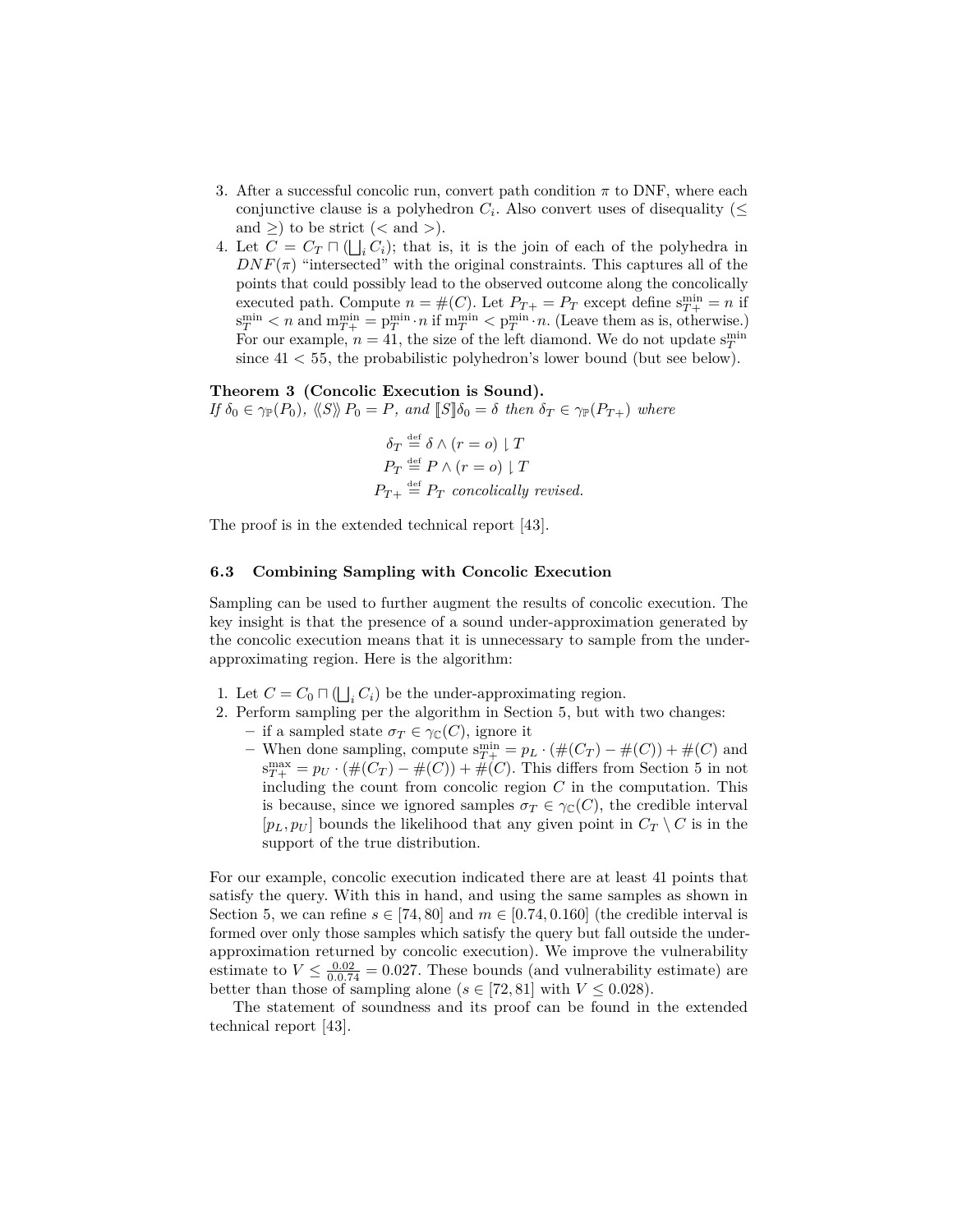3. After a successful concolic run, convert path condition $\pi$ to DNF, where each conjunctive clause is a polyhedron $C_i$. Also convert uses of disequality ($\leq$ and $\geq$) to be strict ($<$ and $>$).
4. Let $C = C_T \sqcap (\bigsqcup_i C_i)$; that is, it is the join of each of the polyhedra in $DNF(\pi)$ "intersected" with the original constraints. This captures all of the points that could possibly lead to the observed outcome along the concolically executed path. Compute $n = \#(C)$. Let $P_{T+} = P_T$ except define $\mathrm{s}^{\min}_{T+} = n$ if $\mathrm{s}^{\min}_T < n$ and $\mathrm{m}^{\min}_{T+} = \mathrm{p}^{\min}_T \cdot n$ if $\mathrm{m}^{\min}_T < \mathrm{p}^{\min}_T \cdot n$. (Leave them as is, otherwise.) For our example, $n = 41$, the size of the left diamond. We do not update $\mathrm{s}^{\min}_T$ since $41 < 55$, the probabilistic polyhedron's lower bound (but see below).

**Theorem 3 (Concolic Execution is Sound).**
*If $\delta_0 \in \gamma_{\mathbb{P}}(P_0)$, $\langle\langle S \rangle\rangle\, P_0 = P$, and $[\![S]\!]\delta_0 = \delta$ then $\delta_T \in \gamma_{\mathbb{P}}(P_{T+})$ where*

$$\delta_T \stackrel{\text{def}}{=} \delta \wedge (r = o) \downharpoonright T$$
$$P_T \stackrel{\text{def}}{=} P \wedge (r = o) \downharpoonright T$$
$$P_{T+} \stackrel{\text{def}}{=} P_T \textit{ concolically revised.}$$

The proof is in the extended technical report [43].

### 6.3 Combining Sampling with Concolic Execution

Sampling can be used to further augment the results of concolic execution. The key insight is that the presence of a sound under-approximation generated by the concolic execution means that it is unnecessary to sample from the under-approximating region. Here is the algorithm:

1. Let $C = C_0 \sqcap (\bigsqcup_i C_i)$ be the under-approximating region.
2. Perform sampling per the algorithm in Section 5, but with two changes:
   - if a sampled state $\sigma_T \in \gamma_{\mathbb{C}}(C)$, ignore it
   - When done sampling, compute $\mathrm{s}^{\min}_{T+} = p_L \cdot (\#(C_T) - \#(C)) + \#(C)$ and $\mathrm{s}^{\max}_{T+} = p_U \cdot (\#(C_T) - \#(C)) + \#(C)$. This differs from Section 5 in not including the count from concolic region $C$ in the computation. This is because, since we ignored samples $\sigma_T \in \gamma_{\mathbb{C}}(C)$, the credible interval $[p_L, p_U]$ bounds the likelihood that any given point in $C_T \setminus C$ is in the support of the true distribution.

For our example, concolic execution indicated there are at least 41 points that satisfy the query. With this in hand, and using the same samples as shown in Section 5, we can refine $s \in [74, 80]$ and $m \in [0.74, 0.160]$ (the credible interval is formed over only those samples which satisfy the query but fall outside the under-approximation returned by concolic execution). We improve the vulnerability estimate to $V \leq \frac{0.02}{0.0.74} = 0.027$. These bounds (and vulnerability estimate) are better than those of sampling alone ($s \in [72, 81]$ with $V \leq 0.028$).

The statement of soundness and its proof can be found in the extended technical report [43].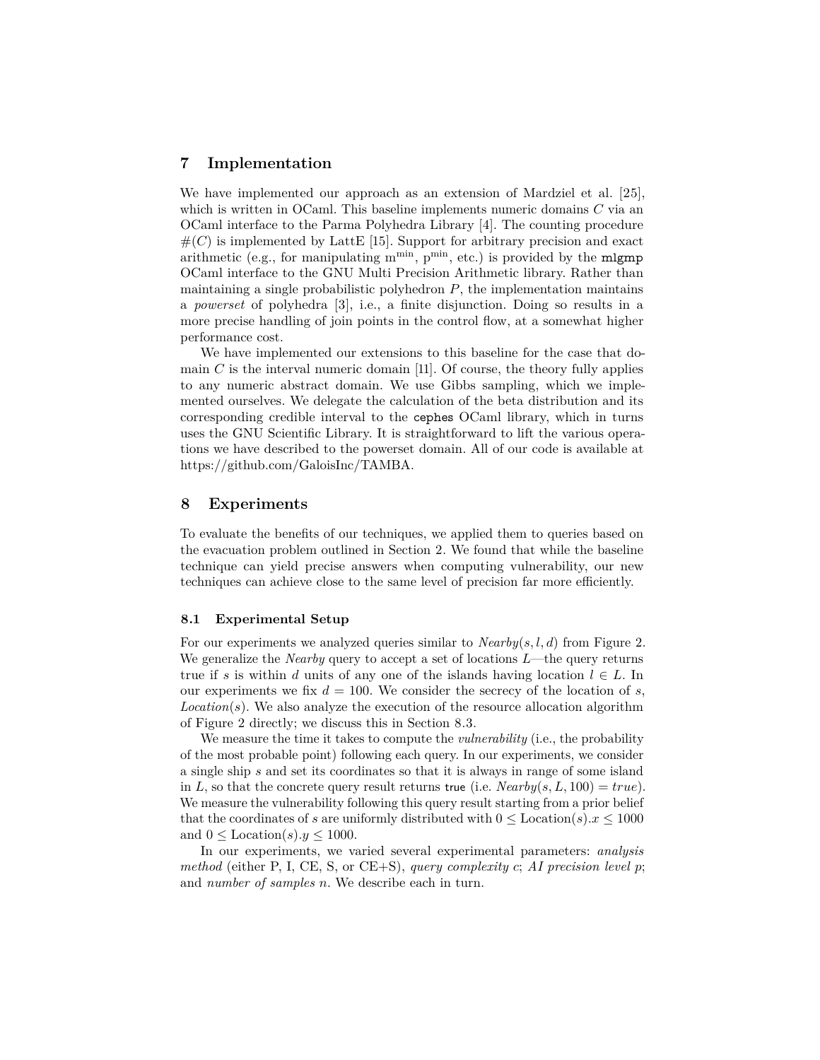## 7 Implementation

We have implemented our approach as an extension of Mardziel et al. [25], which is written in OCaml. This baseline implements numeric domains $C$ via an OCaml interface to the Parma Polyhedra Library [4]. The counting procedure $\#(C)$ is implemented by LattE [15]. Support for arbitrary precision and exact arithmetic (e.g., for manipulating $\mathrm{m}^{\mathrm{min}}$, $\mathrm{p}^{\mathrm{min}}$, etc.) is provided by the `mlgmp` OCaml interface to the GNU Multi Precision Arithmetic library. Rather than maintaining a single probabilistic polyhedron $P$, the implementation maintains a *powerset* of polyhedra [3], i.e., a finite disjunction. Doing so results in a more precise handling of join points in the control flow, at a somewhat higher performance cost.

We have implemented our extensions to this baseline for the case that domain $C$ is the interval numeric domain [11]. Of course, the theory fully applies to any numeric abstract domain. We use Gibbs sampling, which we implemented ourselves. We delegate the calculation of the beta distribution and its corresponding credible interval to the `cephes` OCaml library, which in turns uses the GNU Scientific Library. It is straightforward to lift the various operations we have described to the powerset domain. All of our code is available at https://github.com/GaloisInc/TAMBA.

## 8 Experiments

To evaluate the benefits of our techniques, we applied them to queries based on the evacuation problem outlined in Section 2. We found that while the baseline technique can yield precise answers when computing vulnerability, our new techniques can achieve close to the same level of precision far more efficiently.

### 8.1 Experimental Setup

For our experiments we analyzed queries similar to $Nearby(s, l, d)$ from Figure 2. We generalize the *Nearby* query to accept a set of locations $L$—the query returns true if $s$ is within $d$ units of any one of the islands having location $l \in L$. In our experiments we fix $d = 100$. We consider the secrecy of the location of $s$, $Location(s)$. We also analyze the execution of the resource allocation algorithm of Figure 2 directly; we discuss this in Section 8.3.

We measure the time it takes to compute the *vulnerability* (i.e., the probability of the most probable point) following each query. In our experiments, we consider a single ship $s$ and set its coordinates so that it is always in range of some island in $L$, so that the concrete query result returns `true` (i.e. $Nearby(s, L, 100) = true$). We measure the vulnerability following this query result starting from a prior belief that the coordinates of $s$ are uniformly distributed with $0 \leq \mathrm{Location}(s).x \leq 1000$ and $0 \leq \mathrm{Location}(s).y \leq 1000$.

In our experiments, we varied several experimental parameters: *analysis method* (either P, I, CE, S, or CE+S), *query complexity c*; *AI precision level p*; and *number of samples n*. We describe each in turn.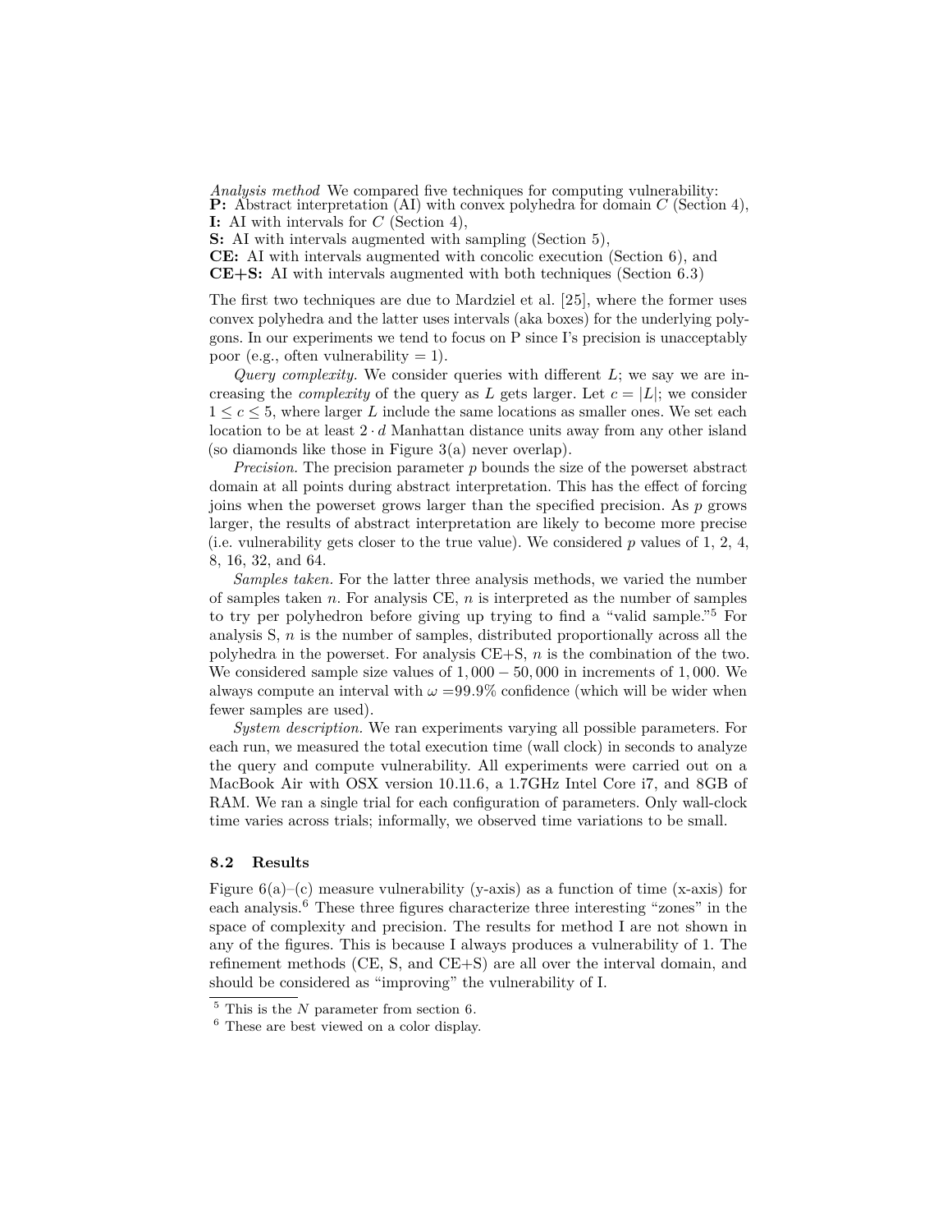*Analysis method* We compared five techniques for computing vulnerability:

**P:** Abstract interpretation (AI) with convex polyhedra for domain $C$ (Section 4),
**I:** AI with intervals for $C$ (Section 4),
**S:** AI with intervals augmented with sampling (Section 5),
**CE:** AI with intervals augmented with concolic execution (Section 6), and
**CE+S:** AI with intervals augmented with both techniques (Section 6.3)

The first two techniques are due to Mardziel et al. [25], where the former uses convex polyhedra and the latter uses intervals (aka boxes) for the underlying polygons. In our experiments we tend to focus on P since I's precision is unacceptably poor (e.g., often vulnerability = 1).

*Query complexity.* We consider queries with different $L$; we say we are increasing the *complexity* of the query as $L$ gets larger. Let $c = |L|$; we consider $1 \leq c \leq 5$, where larger $L$ include the same locations as smaller ones. We set each location to be at least $2 \cdot d$ Manhattan distance units away from any other island (so diamonds like those in Figure 3(a) never overlap).

*Precision.* The precision parameter $p$ bounds the size of the powerset abstract domain at all points during abstract interpretation. This has the effect of forcing joins when the powerset grows larger than the specified precision. As $p$ grows larger, the results of abstract interpretation are likely to become more precise (i.e. vulnerability gets closer to the true value). We considered $p$ values of 1, 2, 4, 8, 16, 32, and 64.

*Samples taken.* For the latter three analysis methods, we varied the number of samples taken $n$. For analysis CE, $n$ is interpreted as the number of samples to try per polyhedron before giving up trying to find a "valid sample."[5] For analysis S, $n$ is the number of samples, distributed proportionally across all the polyhedra in the powerset. For analysis CE+S, $n$ is the combination of the two. We considered sample size values of $1,000 - 50,000$ in increments of $1,000$. We always compute an interval with $\omega = 99.9\%$ confidence (which will be wider when fewer samples are used).

*System description.* We ran experiments varying all possible parameters. For each run, we measured the total execution time (wall clock) in seconds to analyze the query and compute vulnerability. All experiments were carried out on a MacBook Air with OSX version 10.11.6, a 1.7GHz Intel Core i7, and 8GB of RAM. We ran a single trial for each configuration of parameters. Only wall-clock time varies across trials; informally, we observed time variations to be small.

### 8.2 Results

Figure 6(a)–(c) measure vulnerability (y-axis) as a function of time (x-axis) for each analysis.[6] These three figures characterize three interesting "zones" in the space of complexity and precision. The results for method I are not shown in any of the figures. This is because I always produces a vulnerability of 1. The refinement methods (CE, S, and CE+S) are all over the interval domain, and should be considered as "improving" the vulnerability of I.

[5] This is the $N$ parameter from section 6.

[6] These are best viewed on a color display.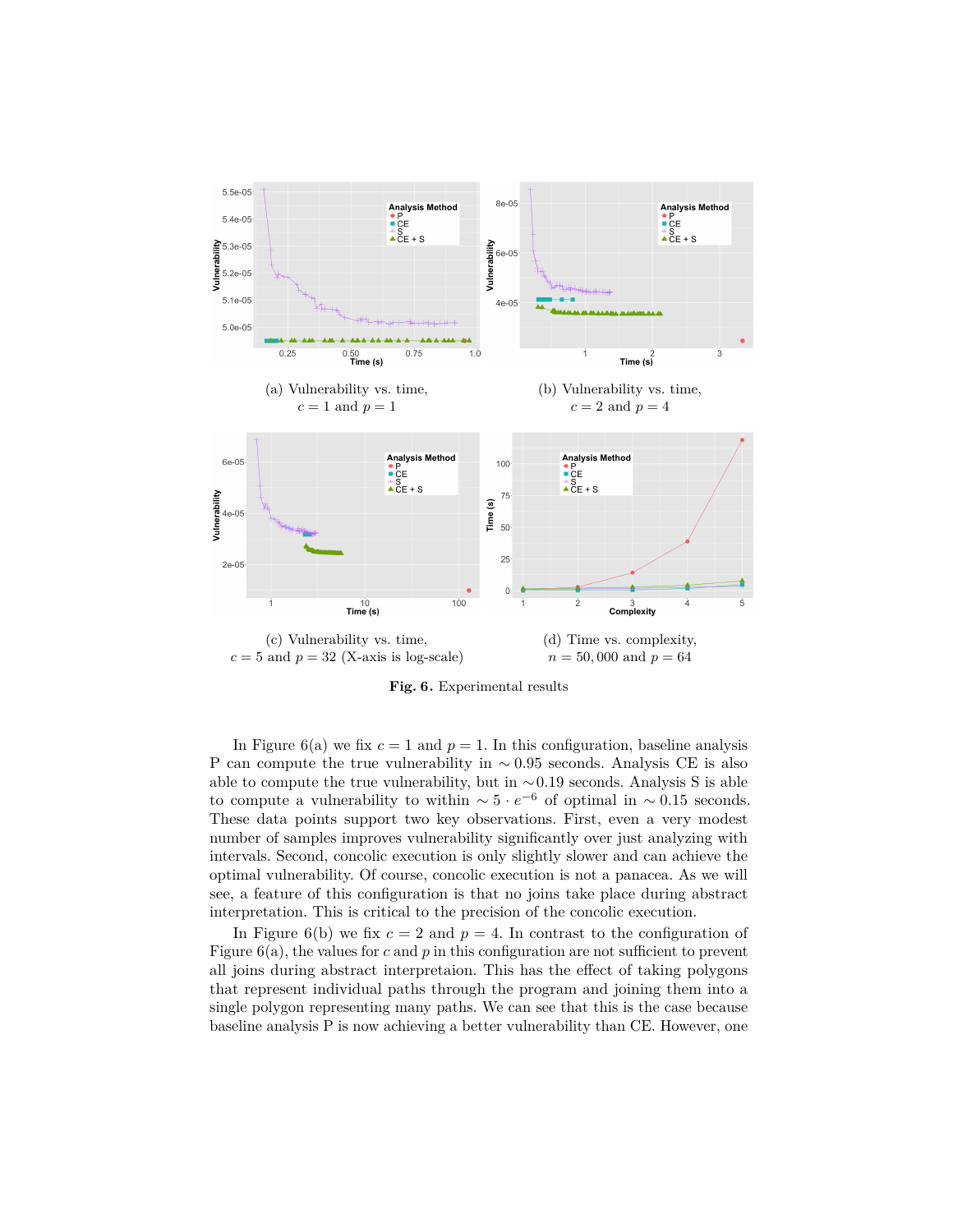(a) Vulnerability vs. time, $c = 1$ and $p = 1$

(b) Vulnerability vs. time, $c = 2$ and $p = 4$

(c) Vulnerability vs. time, $c = 5$ and $p = 32$ (X-axis is log-scale)

(d) Time vs. complexity, $n = 50,000$ and $p = 64$

**Fig. 6.** Experimental results

In Figure 6(a) we fix $c = 1$ and $p = 1$. In this configuration, baseline analysis P can compute the true vulnerability in $\sim 0.95$ seconds. Analysis CE is also able to compute the true vulnerability, but in $\sim$0.19 seconds. Analysis S is able to compute a vulnerability to within $\sim 5 \cdot e^{-6}$ of optimal in $\sim 0.15$ seconds. These data points support two key observations. First, even a very modest number of samples improves vulnerability significantly over just analyzing with intervals. Second, concolic execution is only slightly slower and can achieve the optimal vulnerability. Of course, concolic execution is not a panacea. As we will see, a feature of this configuration is that no joins take place during abstract interpretation. This is critical to the precision of the concolic execution.

In Figure 6(b) we fix $c = 2$ and $p = 4$. In contrast to the configuration of Figure 6(a), the values for $c$ and $p$ in this configuration are not sufficient to prevent all joins during abstract interpretaion. This has the effect of taking polygons that represent individual paths through the program and joining them into a single polygon representing many paths. We can see that this is the case because baseline analysis P is now achieving a better vulnerability than CE. However, one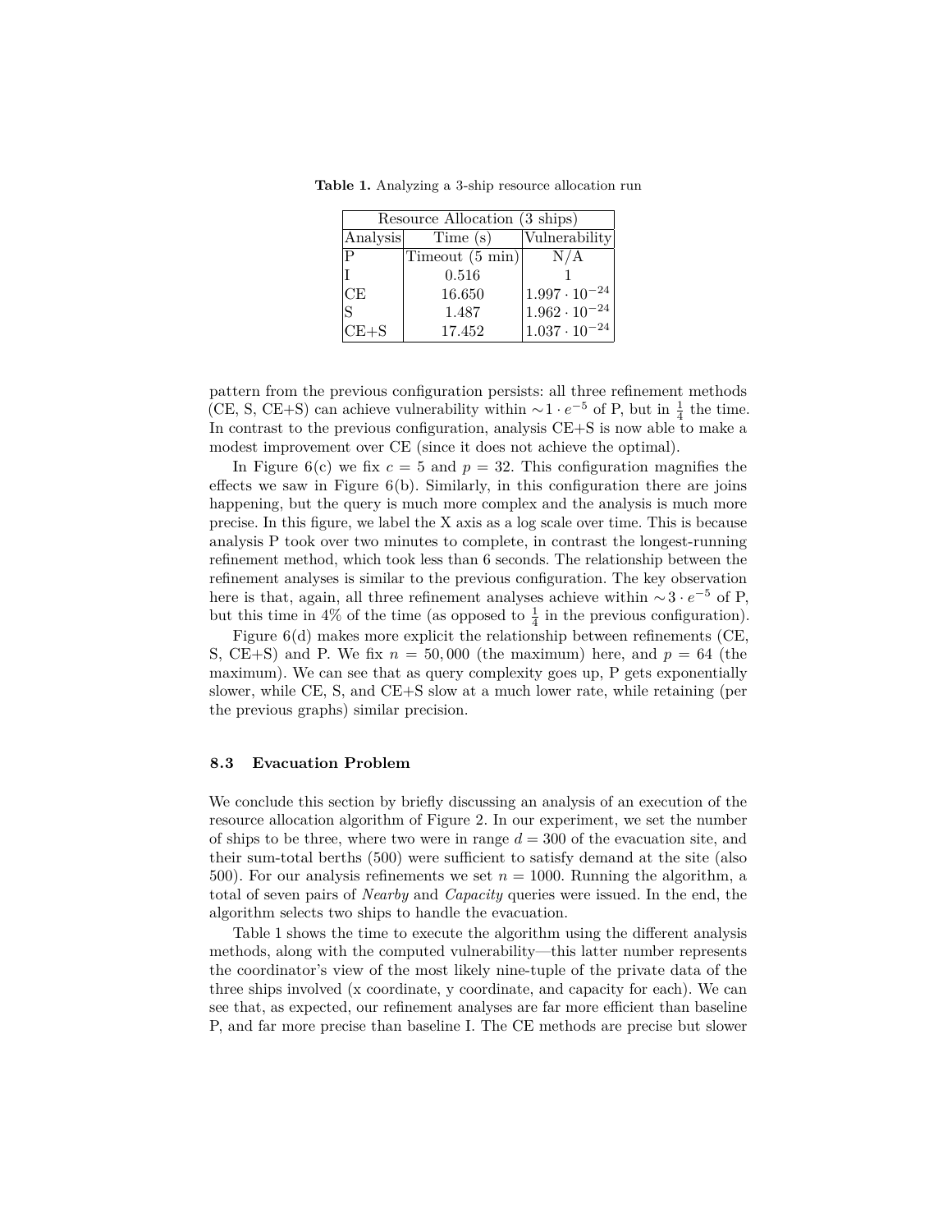**Table 1.** Analyzing a 3-ship resource allocation run

| Resource Allocation (3 ships) | | |
|---|---|---|
| Analysis | Time (s) | Vulnerability |
| P | Timeout (5 min) | N/A |
| I | 0.516 | 1 |
| CE | 16.650 | $1.997 \cdot 10^{-24}$ |
| S | 1.487 | $1.962 \cdot 10^{-24}$ |
| CE+S | 17.452 | $1.037 \cdot 10^{-24}$ |

pattern from the previous configuration persists: all three refinement methods (CE, S, CE+S) can achieve vulnerability within $\sim 1 \cdot e^{-5}$ of P, but in $\frac{1}{4}$ the time. In contrast to the previous configuration, analysis CE+S is now able to make a modest improvement over CE (since it does not achieve the optimal).

In Figure 6(c) we fix $c = 5$ and $p = 32$. This configuration magnifies the effects we saw in Figure 6(b). Similarly, in this configuration there are joins happening, but the query is much more complex and the analysis is much more precise. In this figure, we label the X axis as a log scale over time. This is because analysis P took over two minutes to complete, in contrast the longest-running refinement method, which took less than 6 seconds. The relationship between the refinement analyses is similar to the previous configuration. The key observation here is that, again, all three refinement analyses achieve within $\sim 3 \cdot e^{-5}$ of P, but this time in 4% of the time (as opposed to $\frac{1}{4}$ in the previous configuration).

Figure 6(d) makes more explicit the relationship between refinements (CE, S, CE+S) and P. We fix $n = 50,000$ (the maximum) here, and $p = 64$ (the maximum). We can see that as query complexity goes up, P gets exponentially slower, while CE, S, and CE+S slow at a much lower rate, while retaining (per the previous graphs) similar precision.

### 8.3 Evacuation Problem

We conclude this section by briefly discussing an analysis of an execution of the resource allocation algorithm of Figure 2. In our experiment, we set the number of ships to be three, where two were in range $d = 300$ of the evacuation site, and their sum-total berths (500) were sufficient to satisfy demand at the site (also 500). For our analysis refinements we set $n = 1000$. Running the algorithm, a total of seven pairs of *Nearby* and *Capacity* queries were issued. In the end, the algorithm selects two ships to handle the evacuation.

Table 1 shows the time to execute the algorithm using the different analysis methods, along with the computed vulnerability—this latter number represents the coordinator's view of the most likely nine-tuple of the private data of the three ships involved (x coordinate, y coordinate, and capacity for each). We can see that, as expected, our refinement analyses are far more efficient than baseline P, and far more precise than baseline I. The CE methods are precise but slower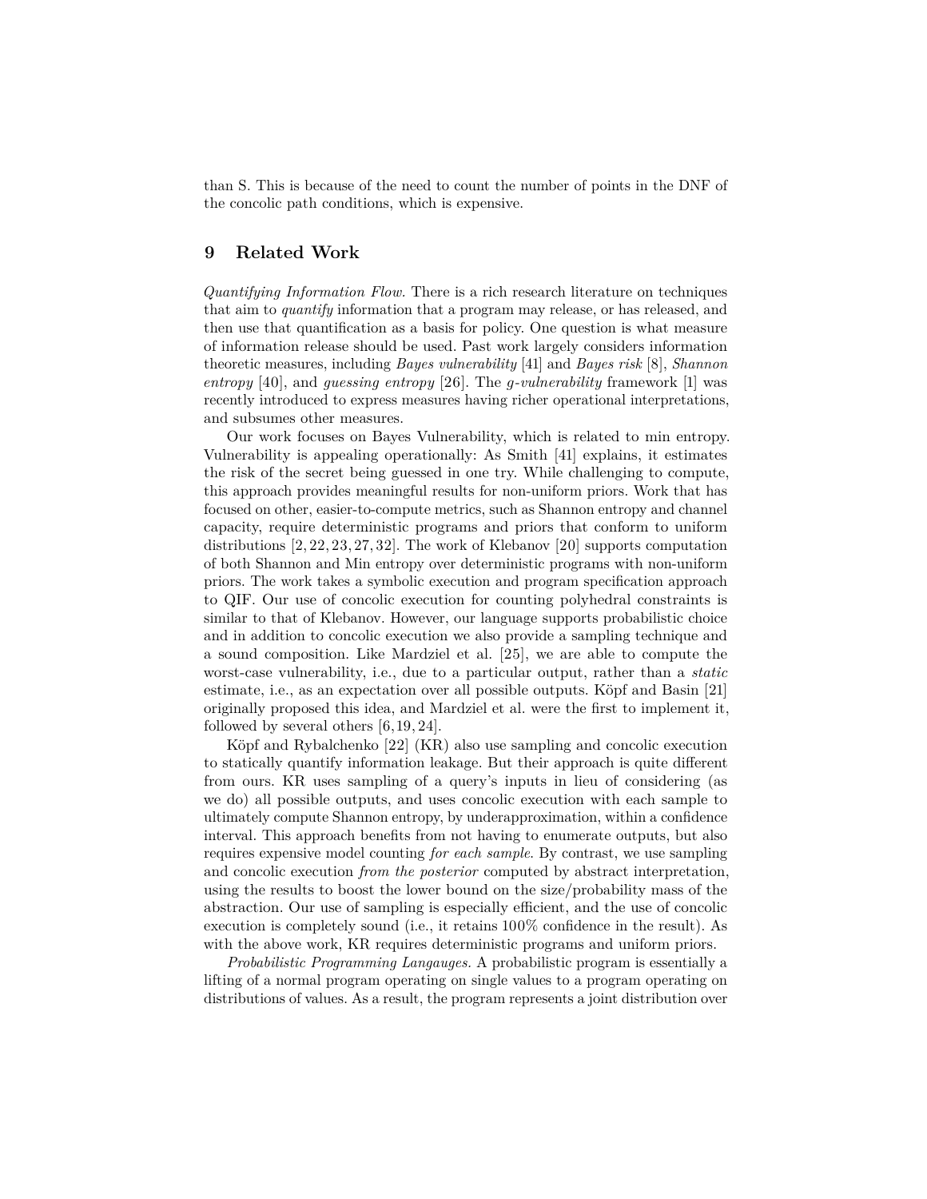than S. This is because of the need to count the number of points in the DNF of the concolic path conditions, which is expensive.

## 9 Related Work

*Quantifying Information Flow.* There is a rich research literature on techniques that aim to *quantify* information that a program may release, or has released, and then use that quantification as a basis for policy. One question is what measure of information release should be used. Past work largely considers information theoretic measures, including *Bayes vulnerability* [41] and *Bayes risk* [8], *Shannon entropy* [40], and *guessing entropy* [26]. The *g-vulnerability* framework [1] was recently introduced to express measures having richer operational interpretations, and subsumes other measures.

Our work focuses on Bayes Vulnerability, which is related to min entropy. Vulnerability is appealing operationally: As Smith [41] explains, it estimates the risk of the secret being guessed in one try. While challenging to compute, this approach provides meaningful results for non-uniform priors. Work that has focused on other, easier-to-compute metrics, such as Shannon entropy and channel capacity, require deterministic programs and priors that conform to uniform distributions [2, 22, 23, 27, 32]. The work of Klebanov [20] supports computation of both Shannon and Min entropy over deterministic programs with non-uniform priors. The work takes a symbolic execution and program specification approach to QIF. Our use of concolic execution for counting polyhedral constraints is similar to that of Klebanov. However, our language supports probabilistic choice and in addition to concolic execution we also provide a sampling technique and a sound composition. Like Mardziel et al. [25], we are able to compute the worst-case vulnerability, i.e., due to a particular output, rather than a *static* estimate, i.e., as an expectation over all possible outputs. Köpf and Basin [21] originally proposed this idea, and Mardziel et al. were the first to implement it, followed by several others [6, 19, 24].

Köpf and Rybalchenko [22] (KR) also use sampling and concolic execution to statically quantify information leakage. But their approach is quite different from ours. KR uses sampling of a query's inputs in lieu of considering (as we do) all possible outputs, and uses concolic execution with each sample to ultimately compute Shannon entropy, by underapproximation, within a confidence interval. This approach benefits from not having to enumerate outputs, but also requires expensive model counting *for each sample*. By contrast, we use sampling and concolic execution *from the posterior* computed by abstract interpretation, using the results to boost the lower bound on the size/probability mass of the abstraction. Our use of sampling is especially efficient, and the use of concolic execution is completely sound (i.e., it retains 100% confidence in the result). As with the above work, KR requires deterministic programs and uniform priors.

*Probabilistic Programming Langauges.* A probabilistic program is essentially a lifting of a normal program operating on single values to a program operating on distributions of values. As a result, the program represents a joint distribution over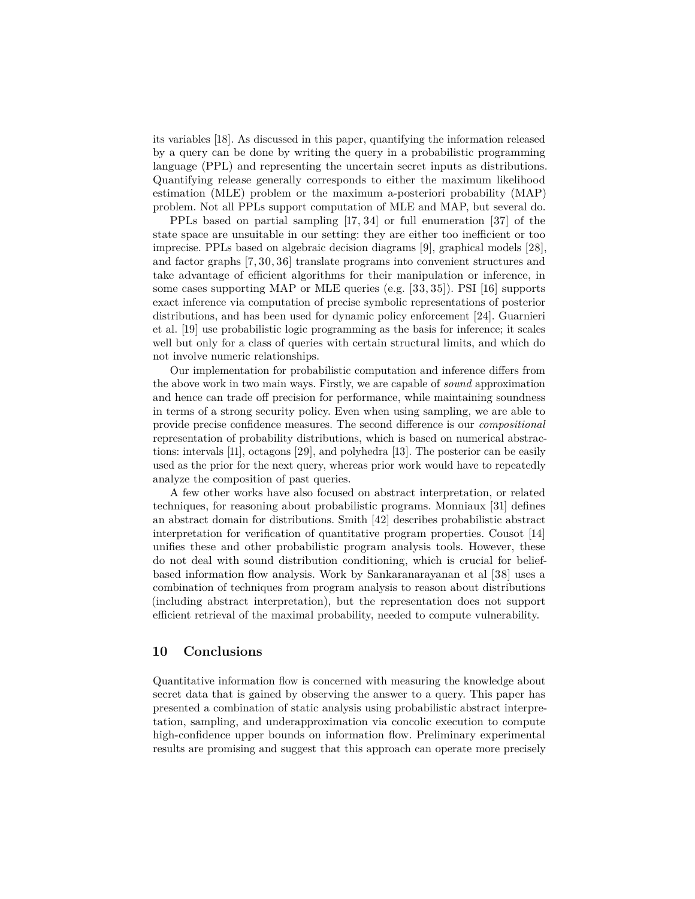its variables [18]. As discussed in this paper, quantifying the information released by a query can be done by writing the query in a probabilistic programming language (PPL) and representing the uncertain secret inputs as distributions. Quantifying release generally corresponds to either the maximum likelihood estimation (MLE) problem or the maximum a-posteriori probability (MAP) problem. Not all PPLs support computation of MLE and MAP, but several do.

PPLs based on partial sampling [17, 34] or full enumeration [37] of the state space are unsuitable in our setting: they are either too inefficient or too imprecise. PPLs based on algebraic decision diagrams [9], graphical models [28], and factor graphs [7, 30, 36] translate programs into convenient structures and take advantage of efficient algorithms for their manipulation or inference, in some cases supporting MAP or MLE queries (e.g. [33, 35]). PSI [16] supports exact inference via computation of precise symbolic representations of posterior distributions, and has been used for dynamic policy enforcement [24]. Guarnieri et al. [19] use probabilistic logic programming as the basis for inference; it scales well but only for a class of queries with certain structural limits, and which do not involve numeric relationships.

Our implementation for probabilistic computation and inference differs from the above work in two main ways. Firstly, we are capable of *sound* approximation and hence can trade off precision for performance, while maintaining soundness in terms of a strong security policy. Even when using sampling, we are able to provide precise confidence measures. The second difference is our *compositional* representation of probability distributions, which is based on numerical abstractions: intervals [11], octagons [29], and polyhedra [13]. The posterior can be easily used as the prior for the next query, whereas prior work would have to repeatedly analyze the composition of past queries.

A few other works have also focused on abstract interpretation, or related techniques, for reasoning about probabilistic programs. Monniaux [31] defines an abstract domain for distributions. Smith [42] describes probabilistic abstract interpretation for verification of quantitative program properties. Cousot [14] unifies these and other probabilistic program analysis tools. However, these do not deal with sound distribution conditioning, which is crucial for belief-based information flow analysis. Work by Sankaranarayanan et al [38] uses a combination of techniques from program analysis to reason about distributions (including abstract interpretation), but the representation does not support efficient retrieval of the maximal probability, needed to compute vulnerability.

## 10 Conclusions

Quantitative information flow is concerned with measuring the knowledge about secret data that is gained by observing the answer to a query. This paper has presented a combination of static analysis using probabilistic abstract interpretation, sampling, and underapproximation via concolic execution to compute high-confidence upper bounds on information flow. Preliminary experimental results are promising and suggest that this approach can operate more precisely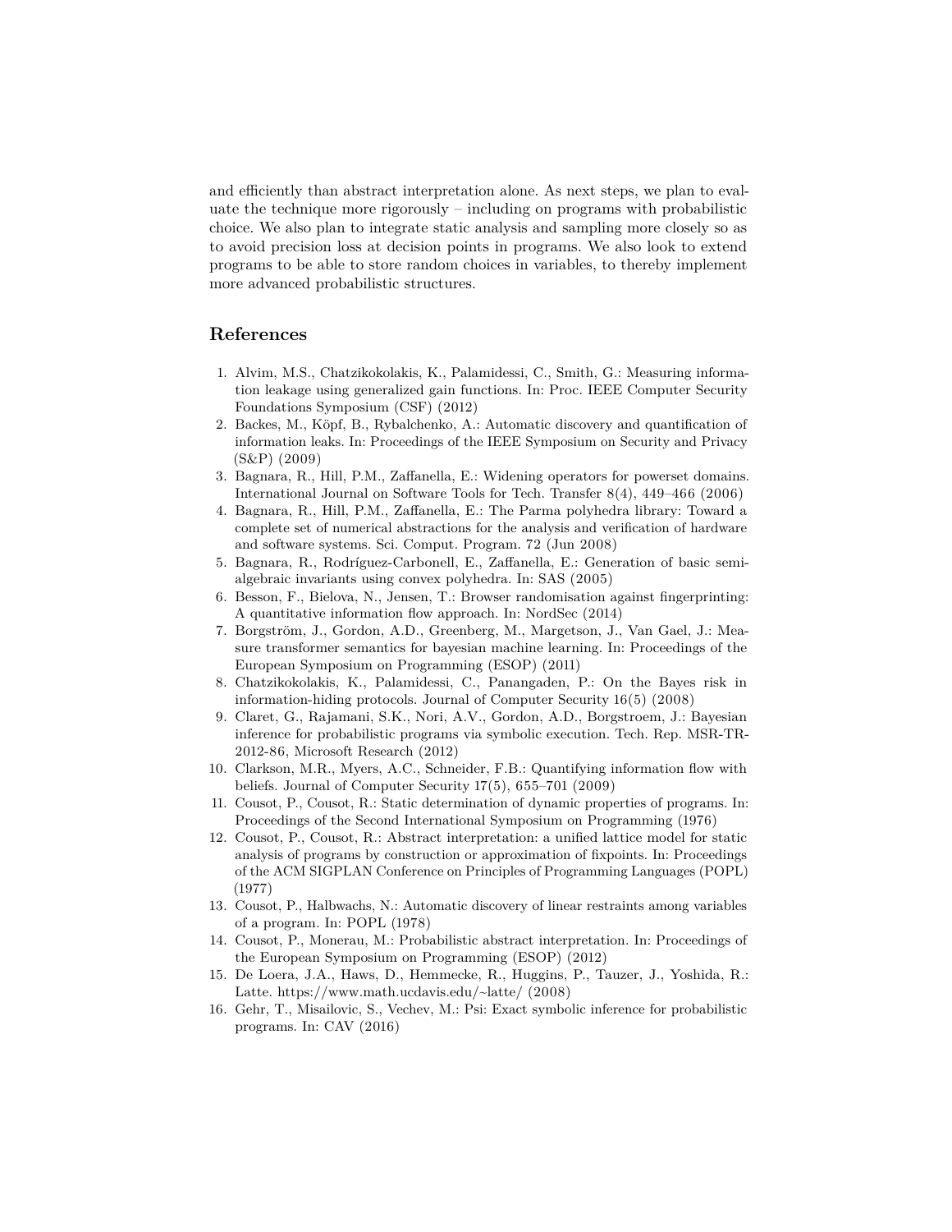and efficiently than abstract interpretation alone. As next steps, we plan to evaluate the technique more rigorously – including on programs with probabilistic choice. We also plan to integrate static analysis and sampling more closely so as to avoid precision loss at decision points in programs. We also look to extend programs to be able to store random choices in variables, to thereby implement more advanced probabilistic structures.

## References

1. Alvim, M.S., Chatzikokolakis, K., Palamidessi, C., Smith, G.: Measuring information leakage using generalized gain functions. In: Proc. IEEE Computer Security Foundations Symposium (CSF) (2012)
2. Backes, M., Köpf, B., Rybalchenko, A.: Automatic discovery and quantification of information leaks. In: Proceedings of the IEEE Symposium on Security and Privacy (S&P) (2009)
3. Bagnara, R., Hill, P.M., Zaffanella, E.: Widening operators for powerset domains. International Journal on Software Tools for Tech. Transfer 8(4), 449–466 (2006)
4. Bagnara, R., Hill, P.M., Zaffanella, E.: The Parma polyhedra library: Toward a complete set of numerical abstractions for the analysis and verification of hardware and software systems. Sci. Comput. Program. 72 (Jun 2008)
5. Bagnara, R., Rodríguez-Carbonell, E., Zaffanella, E.: Generation of basic semi-algebraic invariants using convex polyhedra. In: SAS (2005)
6. Besson, F., Bielova, N., Jensen, T.: Browser randomisation against fingerprinting: A quantitative information flow approach. In: NordSec (2014)
7. Borgström, J., Gordon, A.D., Greenberg, M., Margetson, J., Van Gael, J.: Measure transformer semantics for bayesian machine learning. In: Proceedings of the European Symposium on Programming (ESOP) (2011)
8. Chatzikokolakis, K., Palamidessi, C., Panangaden, P.: On the Bayes risk in information-hiding protocols. Journal of Computer Security 16(5) (2008)
9. Claret, G., Rajamani, S.K., Nori, A.V., Gordon, A.D., Borgstroem, J.: Bayesian inference for probabilistic programs via symbolic execution. Tech. Rep. MSR-TR-2012-86, Microsoft Research (2012)
10. Clarkson, M.R., Myers, A.C., Schneider, F.B.: Quantifying information flow with beliefs. Journal of Computer Security 17(5), 655–701 (2009)
11. Cousot, P., Cousot, R.: Static determination of dynamic properties of programs. In: Proceedings of the Second International Symposium on Programming (1976)
12. Cousot, P., Cousot, R.: Abstract interpretation: a unified lattice model for static analysis of programs by construction or approximation of fixpoints. In: Proceedings of the ACM SIGPLAN Conference on Principles of Programming Languages (POPL) (1977)
13. Cousot, P., Halbwachs, N.: Automatic discovery of linear restraints among variables of a program. In: POPL (1978)
14. Cousot, P., Monerau, M.: Probabilistic abstract interpretation. In: Proceedings of the European Symposium on Programming (ESOP) (2012)
15. De Loera, J.A., Haws, D., Hemmecke, R., Huggins, P., Tauzer, J., Yoshida, R.: Latte. https://www.math.ucdavis.edu/~latte/ (2008)
16. Gehr, T., Misailovic, S., Vechev, M.: Psi: Exact symbolic inference for probabilistic programs. In: CAV (2016)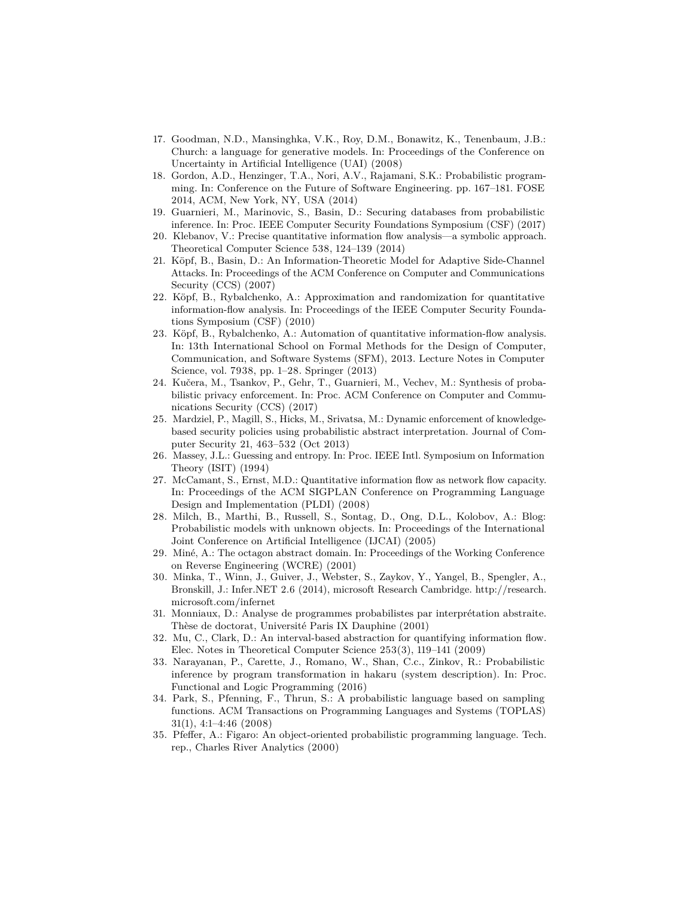17. Goodman, N.D., Mansinghka, V.K., Roy, D.M., Bonawitz, K., Tenenbaum, J.B.: Church: a language for generative models. In: Proceedings of the Conference on Uncertainty in Artificial Intelligence (UAI) (2008)
18. Gordon, A.D., Henzinger, T.A., Nori, A.V., Rajamani, S.K.: Probabilistic programming. In: Conference on the Future of Software Engineering. pp. 167–181. FOSE 2014, ACM, New York, NY, USA (2014)
19. Guarnieri, M., Marinovic, S., Basin, D.: Securing databases from probabilistic inference. In: Proc. IEEE Computer Security Foundations Symposium (CSF) (2017)
20. Klebanov, V.: Precise quantitative information flow analysis—a symbolic approach. Theoretical Computer Science 538, 124–139 (2014)
21. Köpf, B., Basin, D.: An Information-Theoretic Model for Adaptive Side-Channel Attacks. In: Proceedings of the ACM Conference on Computer and Communications Security (CCS) (2007)
22. Köpf, B., Rybalchenko, A.: Approximation and randomization for quantitative information-flow analysis. In: Proceedings of the IEEE Computer Security Foundations Symposium (CSF) (2010)
23. Köpf, B., Rybalchenko, A.: Automation of quantitative information-flow analysis. In: 13th International School on Formal Methods for the Design of Computer, Communication, and Software Systems (SFM), 2013. Lecture Notes in Computer Science, vol. 7938, pp. 1–28. Springer (2013)
24. Kučera, M., Tsankov, P., Gehr, T., Guarnieri, M., Vechev, M.: Synthesis of probabilistic privacy enforcement. In: Proc. ACM Conference on Computer and Communications Security (CCS) (2017)
25. Mardziel, P., Magill, S., Hicks, M., Srivatsa, M.: Dynamic enforcement of knowledge-based security policies using probabilistic abstract interpretation. Journal of Computer Security 21, 463–532 (Oct 2013)
26. Massey, J.L.: Guessing and entropy. In: Proc. IEEE Intl. Symposium on Information Theory (ISIT) (1994)
27. McCamant, S., Ernst, M.D.: Quantitative information flow as network flow capacity. In: Proceedings of the ACM SIGPLAN Conference on Programming Language Design and Implementation (PLDI) (2008)
28. Milch, B., Marthi, B., Russell, S., Sontag, D., Ong, D.L., Kolobov, A.: Blog: Probabilistic models with unknown objects. In: Proceedings of the International Joint Conference on Artificial Intelligence (IJCAI) (2005)
29. Miné, A.: The octagon abstract domain. In: Proceedings of the Working Conference on Reverse Engineering (WCRE) (2001)
30. Minka, T., Winn, J., Guiver, J., Webster, S., Zaykov, Y., Yangel, B., Spengler, A., Bronskill, J.: Infer.NET 2.6 (2014), microsoft Research Cambridge. http://research.microsoft.com/infernet
31. Monniaux, D.: Analyse de programmes probabilistes par interprétation abstraite. Thèse de doctorat, Université Paris IX Dauphine (2001)
32. Mu, C., Clark, D.: An interval-based abstraction for quantifying information flow. Elec. Notes in Theoretical Computer Science 253(3), 119–141 (2009)
33. Narayanan, P., Carette, J., Romano, W., Shan, C.c., Zinkov, R.: Probabilistic inference by program transformation in hakaru (system description). In: Proc. Functional and Logic Programming (2016)
34. Park, S., Pfenning, F., Thrun, S.: A probabilistic language based on sampling functions. ACM Transactions on Programming Languages and Systems (TOPLAS) 31(1), 4:1–4:46 (2008)
35. Pfeffer, A.: Figaro: An object-oriented probabilistic programming language. Tech. rep., Charles River Analytics (2000)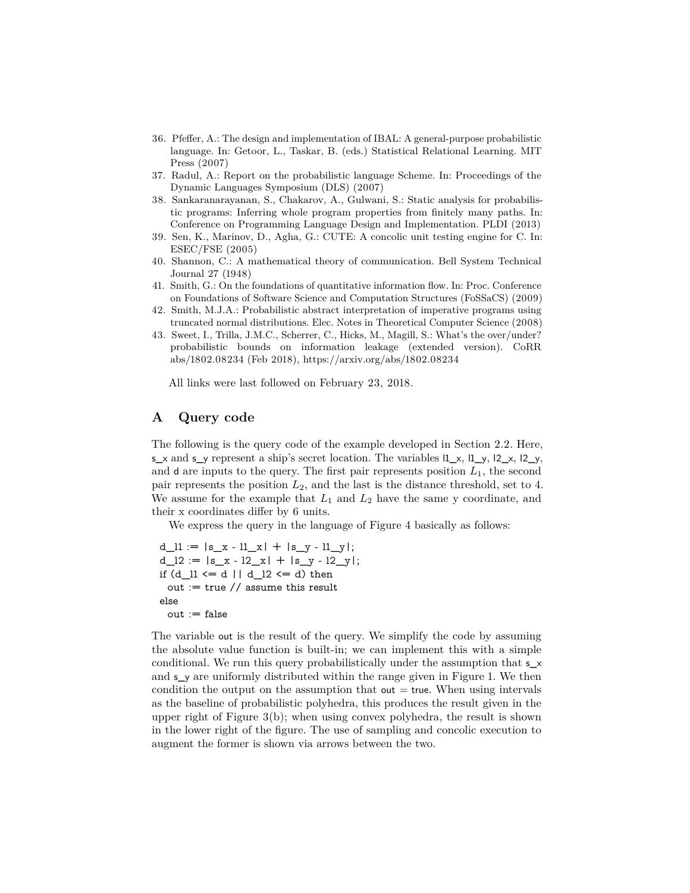36. Pfeffer, A.: The design and implementation of IBAL: A general-purpose probabilistic language. In: Getoor, L., Taskar, B. (eds.) Statistical Relational Learning. MIT Press (2007)
37. Radul, A.: Report on the probabilistic language Scheme. In: Proceedings of the Dynamic Languages Symposium (DLS) (2007)
38. Sankaranarayanan, S., Chakarov, A., Gulwani, S.: Static analysis for probabilistic programs: Inferring whole program properties from finitely many paths. In: Conference on Programming Language Design and Implementation. PLDI (2013)
39. Sen, K., Marinov, D., Agha, G.: CUTE: A concolic unit testing engine for C. In: ESEC/FSE (2005)
40. Shannon, C.: A mathematical theory of communication. Bell System Technical Journal 27 (1948)
41. Smith, G.: On the foundations of quantitative information flow. In: Proc. Conference on Foundations of Software Science and Computation Structures (FoSSaCS) (2009)
42. Smith, M.J.A.: Probabilistic abstract interpretation of imperative programs using truncated normal distributions. Elec. Notes in Theoretical Computer Science (2008)
43. Sweet, I., Trilla, J.M.C., Scherrer, C., Hicks, M., Magill, S.: What's the over/under? probabilistic bounds on information leakage (extended version). CoRR abs/1802.08234 (Feb 2018), https://arxiv.org/abs/1802.08234

All links were last followed on February 23, 2018.

# A Query code

The following is the query code of the example developed in Section 2.2. Here, s_x and s_y represent a ship's secret location. The variables l1_x, l1_y, l2_x, l2_y, and d are inputs to the query. The first pair represents position $L_1$, the second pair represents the position $L_2$, and the last is the distance threshold, set to 4. We assume for the example that $L_1$ and $L_2$ have the same y coordinate, and their x coordinates differ by 6 units.

We express the query in the language of Figure 4 basically as follows:

```
d_l1 := |s_x - l1_x| + |s_y - l1_y|;
d_l2 := |s_x - l2_x| + |s_y - l2_y|;
if (d_l1 <= d || d_l2 <= d) then
  out := true // assume this result
else
  out := false
```

The variable out is the result of the query. We simplify the code by assuming the absolute value function is built-in; we can implement this with a simple conditional. We run this query probabilistically under the assumption that s_x and s_y are uniformly distributed within the range given in Figure 1. We then condition the output on the assumption that out = true. When using intervals as the baseline of probabilistic polyhedra, this produces the result given in the upper right of Figure 3(b); when using convex polyhedra, the result is shown in the lower right of the figure. The use of sampling and concolic execution to augment the former is shown via arrows between the two.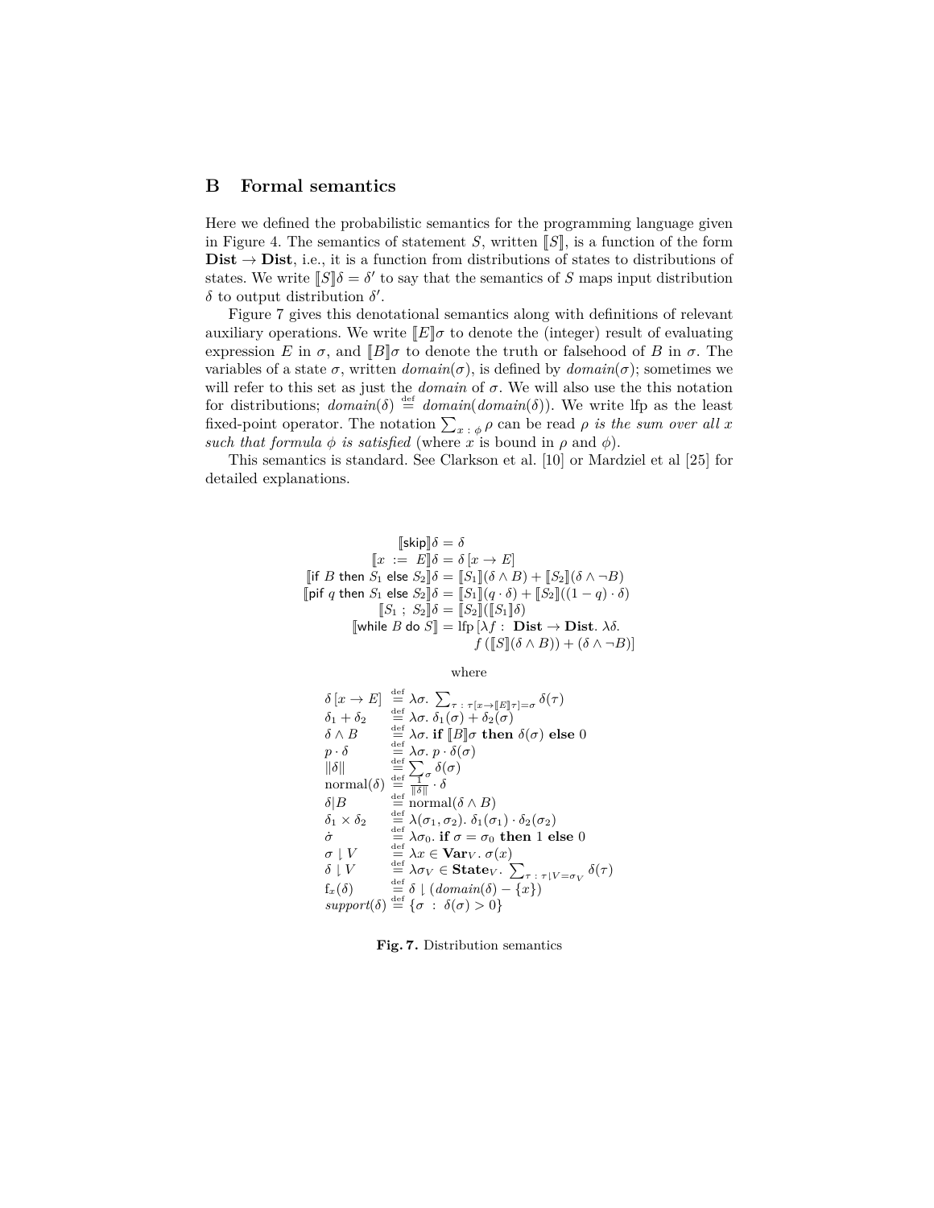## B Formal semantics

Here we defined the probabilistic semantics for the programming language given in Figure 4. The semantics of statement $S$, written $[\![S]\!]$, is a function of the form $\mathbf{Dist} \to \mathbf{Dist}$, i.e., it is a function from distributions of states to distributions of states. We write $[\![S]\!]\delta = \delta'$ to say that the semantics of $S$ maps input distribution $\delta$ to output distribution $\delta'$.

Figure 7 gives this denotational semantics along with definitions of relevant auxiliary operations. We write $[\![E]\!]\sigma$ to denote the (integer) result of evaluating expression $E$ in $\sigma$, and $[\![B]\!]\sigma$ to denote the truth or falsehood of $B$ in $\sigma$. The variables of a state $\sigma$, written $domain(\sigma)$, is defined by $domain(\sigma)$; sometimes we will refer to this set as just the *domain* of $\sigma$. We will also use the this notation for distributions; $domain(\delta) \stackrel{\text{def}}{=} domain(domain(\delta))$. We write lfp as the least fixed-point operator. The notation $\sum_{x\,:\,\phi} \rho$ can be read *$\rho$ is the sum over all $x$ such that formula $\phi$ is satisfied* (where $x$ is bound in $\rho$ and $\phi$).

This semantics is standard. See Clarkson et al. [10] or Mardziel et al [25] for detailed explanations.

$$
\begin{aligned}
[\![\mathsf{skip}]\!]\delta &= \delta \\
[\![x \ := \ E]\!]\delta &= \delta\,[x \to E] \\
[\![\mathsf{if}\ B\ \mathsf{then}\ S_1\ \mathsf{else}\ S_2]\!]\delta &= [\![S_1]\!](\delta \wedge B) + [\![S_2]\!](\delta \wedge \neg B) \\
[\![\mathsf{pif}\ q\ \mathsf{then}\ S_1\ \mathsf{else}\ S_2]\!]\delta &= [\![S_1]\!](q \cdot \delta) + [\![S_2]\!]((1-q)\cdot \delta) \\
[\![S_1\ ;\ S_2]\!]\delta &= [\![S_2]\!]([\![S_1]\!]\delta) \\
[\![\mathsf{while}\ B\ \mathsf{do}\ S]\!] &= \mathrm{lfp}\,[\lambda f:\ \mathbf{Dist} \to \mathbf{Dist}.\ \lambda\delta. \\
&\qquad f\,([\![S]\!](\delta \wedge B)) + (\delta \wedge \neg B)]
\end{aligned}
$$

where

$$
\begin{aligned}
\delta\,[x \to E] &\stackrel{\text{def}}{=} \lambda\sigma.\ \textstyle\sum_{\tau\,:\,\tau[x \to [\![E]\!]\tau] = \sigma} \delta(\tau) \\
\delta_1 + \delta_2 &\stackrel{\text{def}}{=} \lambda\sigma.\ \delta_1(\sigma) + \delta_2(\sigma) \\
\delta \wedge B &\stackrel{\text{def}}{=} \lambda\sigma.\ \mathbf{if}\ [\![B]\!]\sigma\ \mathbf{then}\ \delta(\sigma)\ \mathbf{else}\ 0 \\
p \cdot \delta &\stackrel{\text{def}}{=} \lambda\sigma.\ p \cdot \delta(\sigma) \\
\|\delta\| &\stackrel{\text{def}}{=} \textstyle\sum_\sigma \delta(\sigma) \\
\mathrm{normal}(\delta) &\stackrel{\text{def}}{=} \tfrac{1}{\|\delta\|} \cdot \delta \\
\delta | B &\stackrel{\text{def}}{=} \mathrm{normal}(\delta \wedge B) \\
\delta_1 \times \delta_2 &\stackrel{\text{def}}{=} \lambda(\sigma_1, \sigma_2).\ \delta_1(\sigma_1) \cdot \delta_2(\sigma_2) \\
\dot{\sigma} &\stackrel{\text{def}}{=} \lambda\sigma_0.\ \mathbf{if}\ \sigma = \sigma_0\ \mathbf{then}\ 1\ \mathbf{else}\ 0 \\
\sigma \upharpoonright V &\stackrel{\text{def}}{=} \lambda x \in \mathbf{Var}_V.\ \sigma(x) \\
\delta \upharpoonright V &\stackrel{\text{def}}{=} \lambda\sigma_V \in \mathbf{State}_V.\ \textstyle\sum_{\tau\,:\,\tau \upharpoonright V = \sigma_V} \delta(\tau) \\
\mathrm{f}_x(\delta) &\stackrel{\text{def}}{=} \delta \upharpoonright (domain(\delta) - \{x\}) \\
support(\delta) &\stackrel{\text{def}}{=} \{\sigma\ :\ \delta(\sigma) > 0\}
\end{aligned}
$$

**Fig. 7.** Distribution semantics